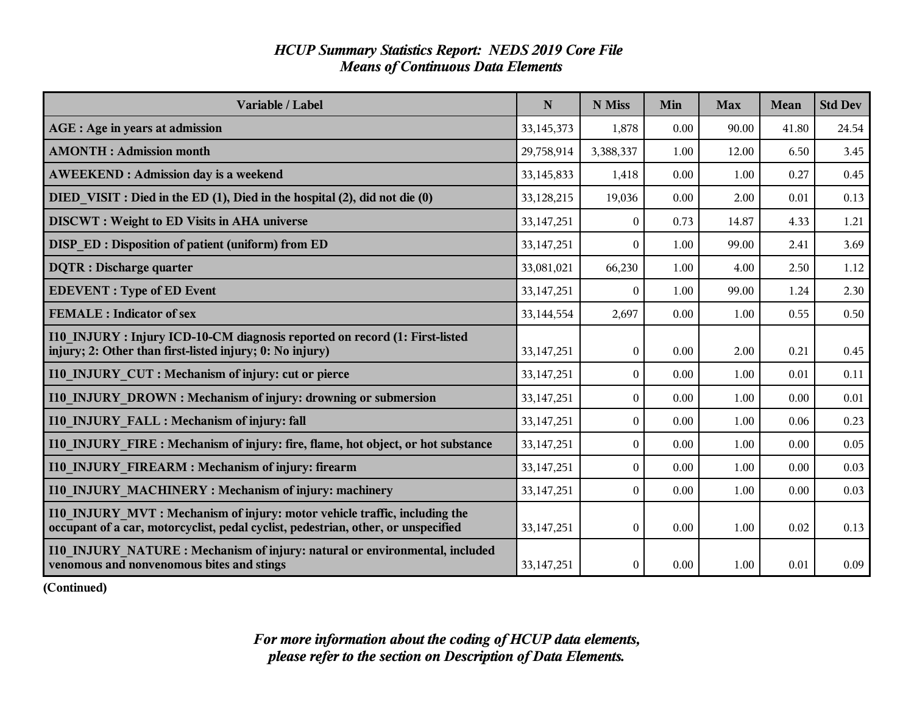## *HCUP Summary Statistics Report: NEDS 2019 Core File*
## *Means of Continuous Data Elements*

| Variable / Label | N | N Miss | Min | Max | Mean | Std Dev |
|---|---|---|---|---|---|---|
| **AGE : Age in years at admission** | 33,145,373 | 1,878 | 0.00 | 90.00 | 41.80 | 24.54 |
| **AMONTH : Admission month** | 29,758,914 | 3,388,337 | 1.00 | 12.00 | 6.50 | 3.45 |
| **AWEEKEND : Admission day is a weekend** | 33,145,833 | 1,418 | 0.00 | 1.00 | 0.27 | 0.45 |
| **DIED_VISIT : Died in the ED (1), Died in the hospital (2), did not die (0)** | 33,128,215 | 19,036 | 0.00 | 2.00 | 0.01 | 0.13 |
| **DISCWT : Weight to ED Visits in AHA universe** | 33,147,251 | 0 | 0.73 | 14.87 | 4.33 | 1.21 |
| **DISP_ED : Disposition of patient (uniform) from ED** | 33,147,251 | 0 | 1.00 | 99.00 | 2.41 | 3.69 |
| **DQTR : Discharge quarter** | 33,081,021 | 66,230 | 1.00 | 4.00 | 2.50 | 1.12 |
| **EDEVENT : Type of ED Event** | 33,147,251 | 0 | 1.00 | 99.00 | 1.24 | 2.30 |
| **FEMALE : Indicator of sex** | 33,144,554 | 2,697 | 0.00 | 1.00 | 0.55 | 0.50 |
| **I10_INJURY : Injury ICD-10-CM diagnosis reported on record (1: First-listed injury; 2: Other than first-listed injury; 0: No injury)** | 33,147,251 | 0 | 0.00 | 2.00 | 0.21 | 0.45 |
| **I10_INJURY_CUT : Mechanism of injury: cut or pierce** | 33,147,251 | 0 | 0.00 | 1.00 | 0.01 | 0.11 |
| **I10_INJURY_DROWN : Mechanism of injury: drowning or submersion** | 33,147,251 | 0 | 0.00 | 1.00 | 0.00 | 0.01 |
| **I10_INJURY_FALL : Mechanism of injury: fall** | 33,147,251 | 0 | 0.00 | 1.00 | 0.06 | 0.23 |
| **I10_INJURY_FIRE : Mechanism of injury: fire, flame, hot object, or hot substance** | 33,147,251 | 0 | 0.00 | 1.00 | 0.00 | 0.05 |
| **I10_INJURY_FIREARM : Mechanism of injury: firearm** | 33,147,251 | 0 | 0.00 | 1.00 | 0.00 | 0.03 |
| **I10_INJURY_MACHINERY : Mechanism of injury: machinery** | 33,147,251 | 0 | 0.00 | 1.00 | 0.00 | 0.03 |
| **I10_INJURY_MVT : Mechanism of injury: motor vehicle traffic, including the occupant of a car, motorcyclist, pedal cyclist, pedestrian, other, or unspecified** | 33,147,251 | 0 | 0.00 | 1.00 | 0.02 | 0.13 |
| **I10_INJURY_NATURE : Mechanism of injury: natural or environmental, included venomous and nonvenomous bites and stings** | 33,147,251 | 0 | 0.00 | 1.00 | 0.01 | 0.09 |

**(Continued)**

***For more information about the coding of HCUP data elements, please refer to the section on Description of Data Elements.***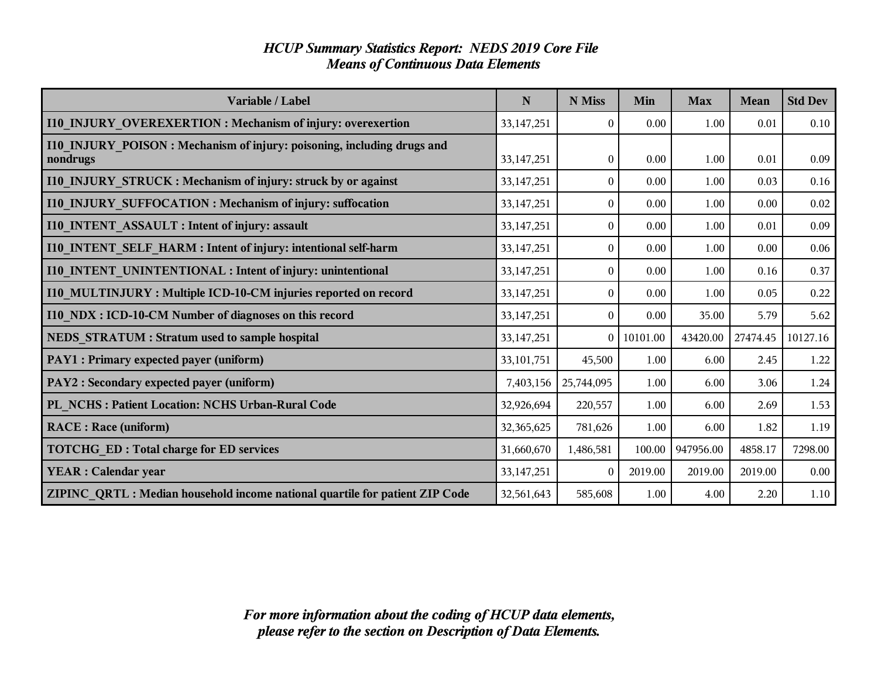# *HCUP Summary Statistics Report: NEDS 2019 Core File*
## *Means of Continuous Data Elements*

| Variable / Label | N | N Miss | Min | Max | Mean | Std Dev |
|---|---|---|---|---|---|---|
| **I10_INJURY_OVEREXERTION : Mechanism of injury: overexertion** | 33,147,251 | 0 | 0.00 | 1.00 | 0.01 | 0.10 |
| **I10_INJURY_POISON : Mechanism of injury: poisoning, including drugs and nondrugs** | 33,147,251 | 0 | 0.00 | 1.00 | 0.01 | 0.09 |
| **I10_INJURY_STRUCK : Mechanism of injury: struck by or against** | 33,147,251 | 0 | 0.00 | 1.00 | 0.03 | 0.16 |
| **I10_INJURY_SUFFOCATION : Mechanism of injury: suffocation** | 33,147,251 | 0 | 0.00 | 1.00 | 0.00 | 0.02 |
| **I10_INTENT_ASSAULT : Intent of injury: assault** | 33,147,251 | 0 | 0.00 | 1.00 | 0.01 | 0.09 |
| **I10_INTENT_SELF_HARM : Intent of injury: intentional self-harm** | 33,147,251 | 0 | 0.00 | 1.00 | 0.00 | 0.06 |
| **I10_INTENT_UNINTENTIONAL : Intent of injury: unintentional** | 33,147,251 | 0 | 0.00 | 1.00 | 0.16 | 0.37 |
| **I10_MULTINJURY : Multiple ICD-10-CM injuries reported on record** | 33,147,251 | 0 | 0.00 | 1.00 | 0.05 | 0.22 |
| **I10_NDX : ICD-10-CM Number of diagnoses on this record** | 33,147,251 | 0 | 0.00 | 35.00 | 5.79 | 5.62 |
| **NEDS_STRATUM : Stratum used to sample hospital** | 33,147,251 | 0 | 10101.00 | 43420.00 | 27474.45 | 10127.16 |
| **PAY1 : Primary expected payer (uniform)** | 33,101,751 | 45,500 | 1.00 | 6.00 | 2.45 | 1.22 |
| **PAY2 : Secondary expected payer (uniform)** | 7,403,156 | 25,744,095 | 1.00 | 6.00 | 3.06 | 1.24 |
| **PL_NCHS : Patient Location: NCHS Urban-Rural Code** | 32,926,694 | 220,557 | 1.00 | 6.00 | 2.69 | 1.53 |
| **RACE : Race (uniform)** | 32,365,625 | 781,626 | 1.00 | 6.00 | 1.82 | 1.19 |
| **TOTCHG_ED : Total charge for ED services** | 31,660,670 | 1,486,581 | 100.00 | 947956.00 | 4858.17 | 7298.00 |
| **YEAR : Calendar year** | 33,147,251 | 0 | 2019.00 | 2019.00 | 2019.00 | 0.00 |
| **ZIPINC_QRTL : Median household income national quartile for patient ZIP Code** | 32,561,643 | 585,608 | 1.00 | 4.00 | 2.20 | 1.10 |

***For more information about the coding of HCUP data elements, please refer to the section on Description of Data Elements.***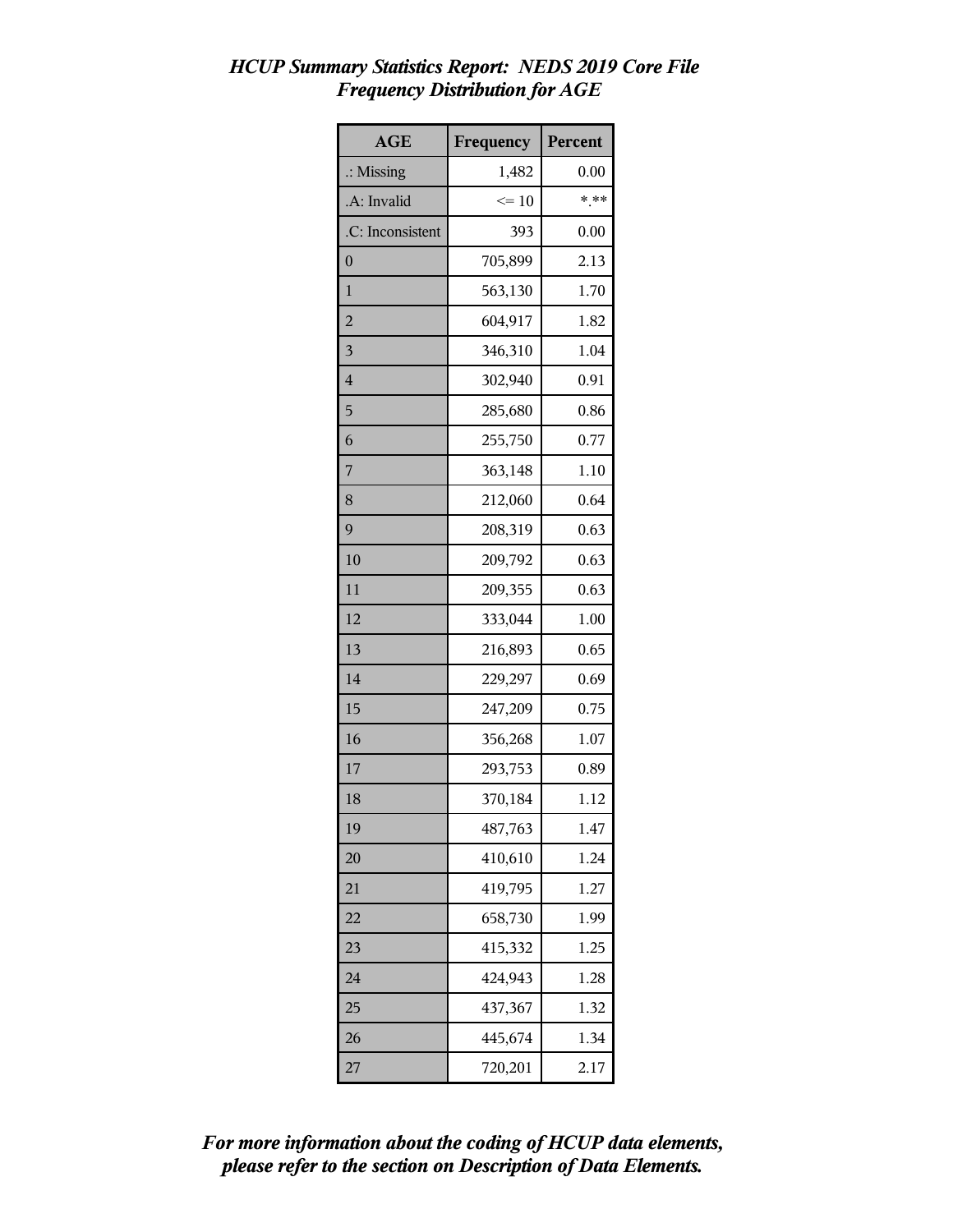## *HCUP Summary Statistics Report: NEDS 2019 Core File*
## *Frequency Distribution for AGE*

| AGE | Frequency | Percent |
|---|---|---|
| .: Missing | 1,482 | 0.00 |
| .A: Invalid | <= 10 | *.** |
| .C: Inconsistent | 393 | 0.00 |
| 0 | 705,899 | 2.13 |
| 1 | 563,130 | 1.70 |
| 2 | 604,917 | 1.82 |
| 3 | 346,310 | 1.04 |
| 4 | 302,940 | 0.91 |
| 5 | 285,680 | 0.86 |
| 6 | 255,750 | 0.77 |
| 7 | 363,148 | 1.10 |
| 8 | 212,060 | 0.64 |
| 9 | 208,319 | 0.63 |
| 10 | 209,792 | 0.63 |
| 11 | 209,355 | 0.63 |
| 12 | 333,044 | 1.00 |
| 13 | 216,893 | 0.65 |
| 14 | 229,297 | 0.69 |
| 15 | 247,209 | 0.75 |
| 16 | 356,268 | 1.07 |
| 17 | 293,753 | 0.89 |
| 18 | 370,184 | 1.12 |
| 19 | 487,763 | 1.47 |
| 20 | 410,610 | 1.24 |
| 21 | 419,795 | 1.27 |
| 22 | 658,730 | 1.99 |
| 23 | 415,332 | 1.25 |
| 24 | 424,943 | 1.28 |
| 25 | 437,367 | 1.32 |
| 26 | 445,674 | 1.34 |
| 27 | 720,201 | 2.17 |

***For more information about the coding of HCUP data elements, please refer to the section on Description of Data Elements.***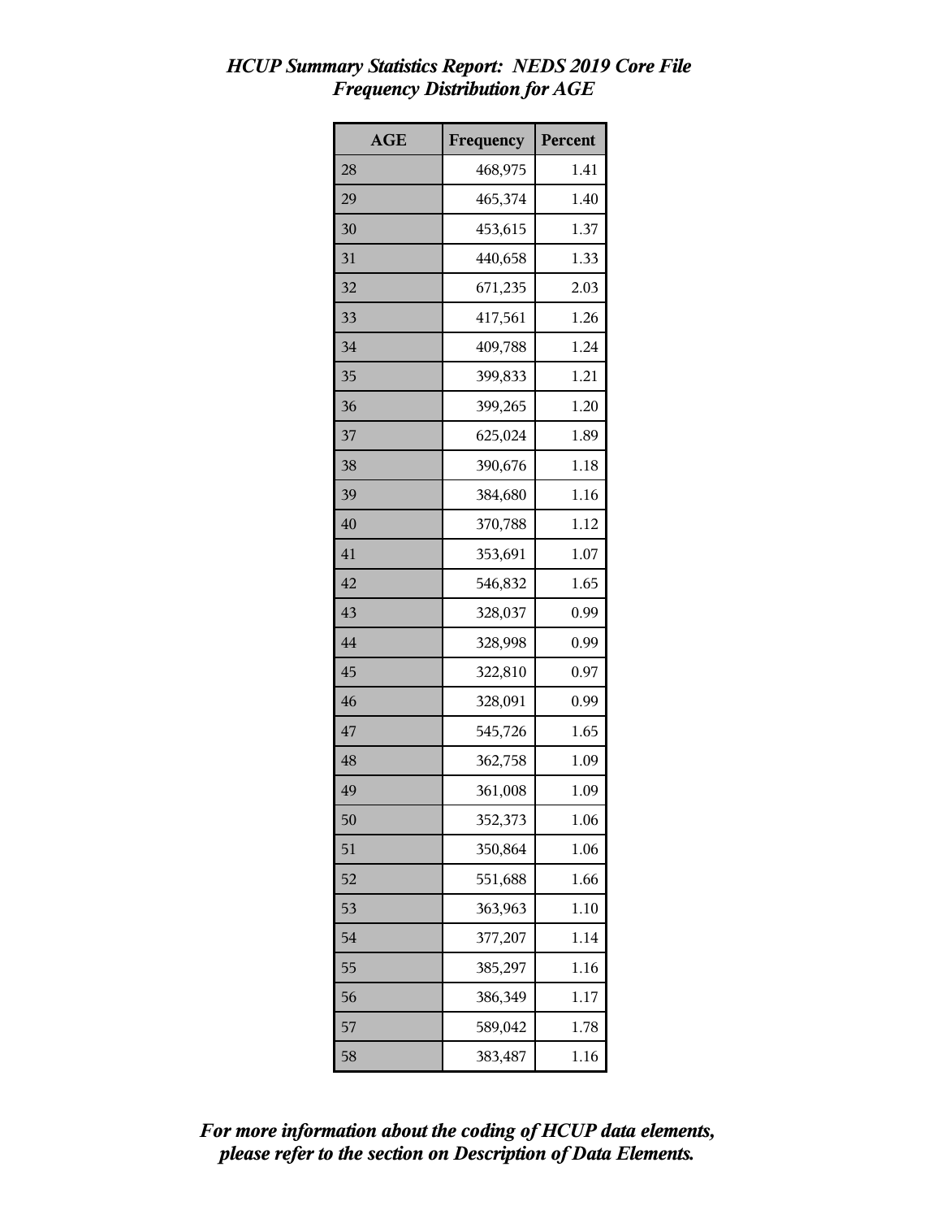*HCUP Summary Statistics Report: NEDS 2019 Core File*
*Frequency Distribution for AGE*

| AGE | Frequency | Percent |
|---|---|---|
| 28 | 468,975 | 1.41 |
| 29 | 465,374 | 1.40 |
| 30 | 453,615 | 1.37 |
| 31 | 440,658 | 1.33 |
| 32 | 671,235 | 2.03 |
| 33 | 417,561 | 1.26 |
| 34 | 409,788 | 1.24 |
| 35 | 399,833 | 1.21 |
| 36 | 399,265 | 1.20 |
| 37 | 625,024 | 1.89 |
| 38 | 390,676 | 1.18 |
| 39 | 384,680 | 1.16 |
| 40 | 370,788 | 1.12 |
| 41 | 353,691 | 1.07 |
| 42 | 546,832 | 1.65 |
| 43 | 328,037 | 0.99 |
| 44 | 328,998 | 0.99 |
| 45 | 322,810 | 0.97 |
| 46 | 328,091 | 0.99 |
| 47 | 545,726 | 1.65 |
| 48 | 362,758 | 1.09 |
| 49 | 361,008 | 1.09 |
| 50 | 352,373 | 1.06 |
| 51 | 350,864 | 1.06 |
| 52 | 551,688 | 1.66 |
| 53 | 363,963 | 1.10 |
| 54 | 377,207 | 1.14 |
| 55 | 385,297 | 1.16 |
| 56 | 386,349 | 1.17 |
| 57 | 589,042 | 1.78 |
| 58 | 383,487 | 1.16 |

*For more information about the coding of HCUP data elements, please refer to the section on Description of Data Elements.*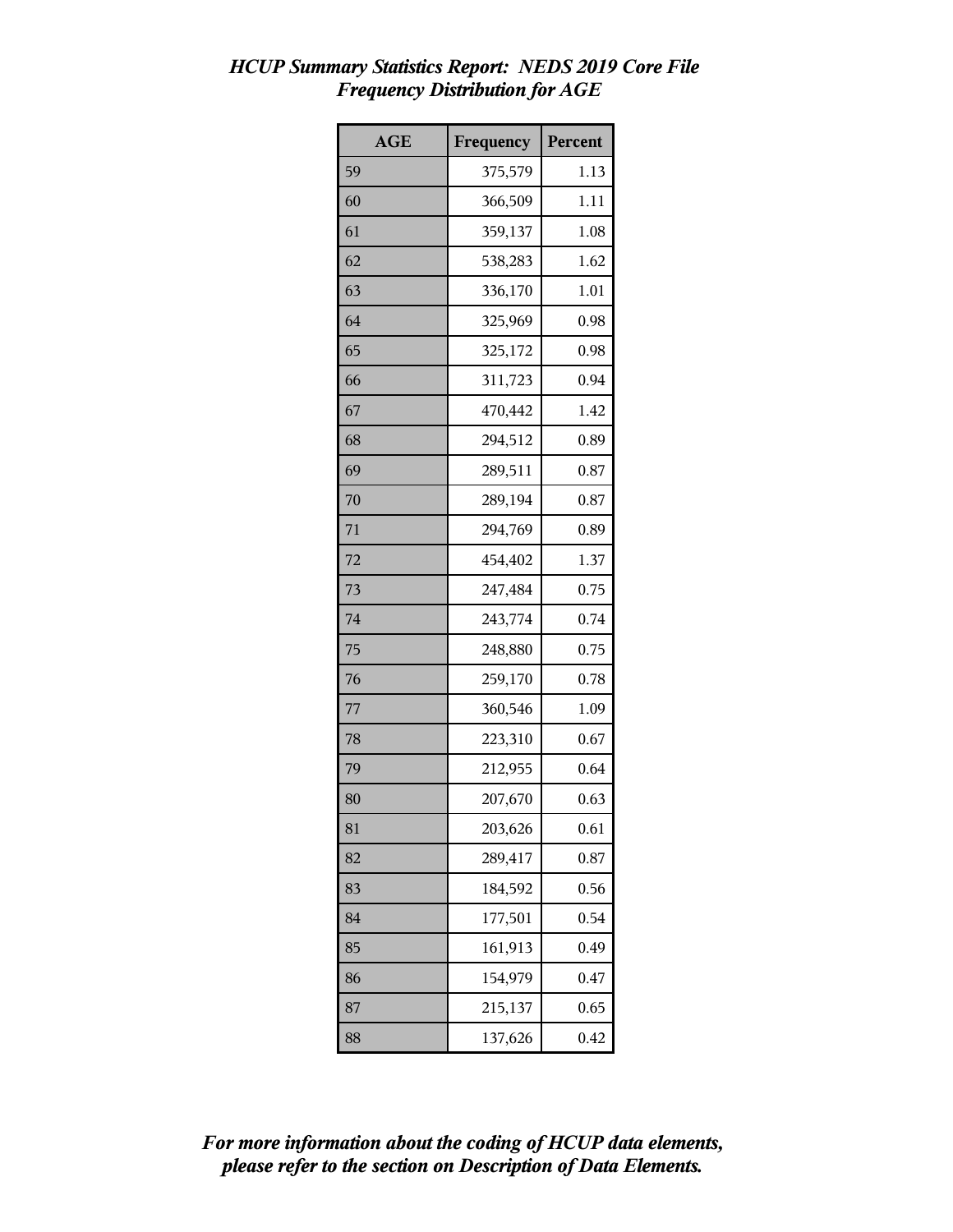*HCUP Summary Statistics Report: NEDS 2019 Core File*
*Frequency Distribution for AGE*

| AGE | Frequency | Percent |
|---|---|---|
| 59 | 375,579 | 1.13 |
| 60 | 366,509 | 1.11 |
| 61 | 359,137 | 1.08 |
| 62 | 538,283 | 1.62 |
| 63 | 336,170 | 1.01 |
| 64 | 325,969 | 0.98 |
| 65 | 325,172 | 0.98 |
| 66 | 311,723 | 0.94 |
| 67 | 470,442 | 1.42 |
| 68 | 294,512 | 0.89 |
| 69 | 289,511 | 0.87 |
| 70 | 289,194 | 0.87 |
| 71 | 294,769 | 0.89 |
| 72 | 454,402 | 1.37 |
| 73 | 247,484 | 0.75 |
| 74 | 243,774 | 0.74 |
| 75 | 248,880 | 0.75 |
| 76 | 259,170 | 0.78 |
| 77 | 360,546 | 1.09 |
| 78 | 223,310 | 0.67 |
| 79 | 212,955 | 0.64 |
| 80 | 207,670 | 0.63 |
| 81 | 203,626 | 0.61 |
| 82 | 289,417 | 0.87 |
| 83 | 184,592 | 0.56 |
| 84 | 177,501 | 0.54 |
| 85 | 161,913 | 0.49 |
| 86 | 154,979 | 0.47 |
| 87 | 215,137 | 0.65 |
| 88 | 137,626 | 0.42 |

***For more information about the coding of HCUP data elements, please refer to the section on Description of Data Elements.***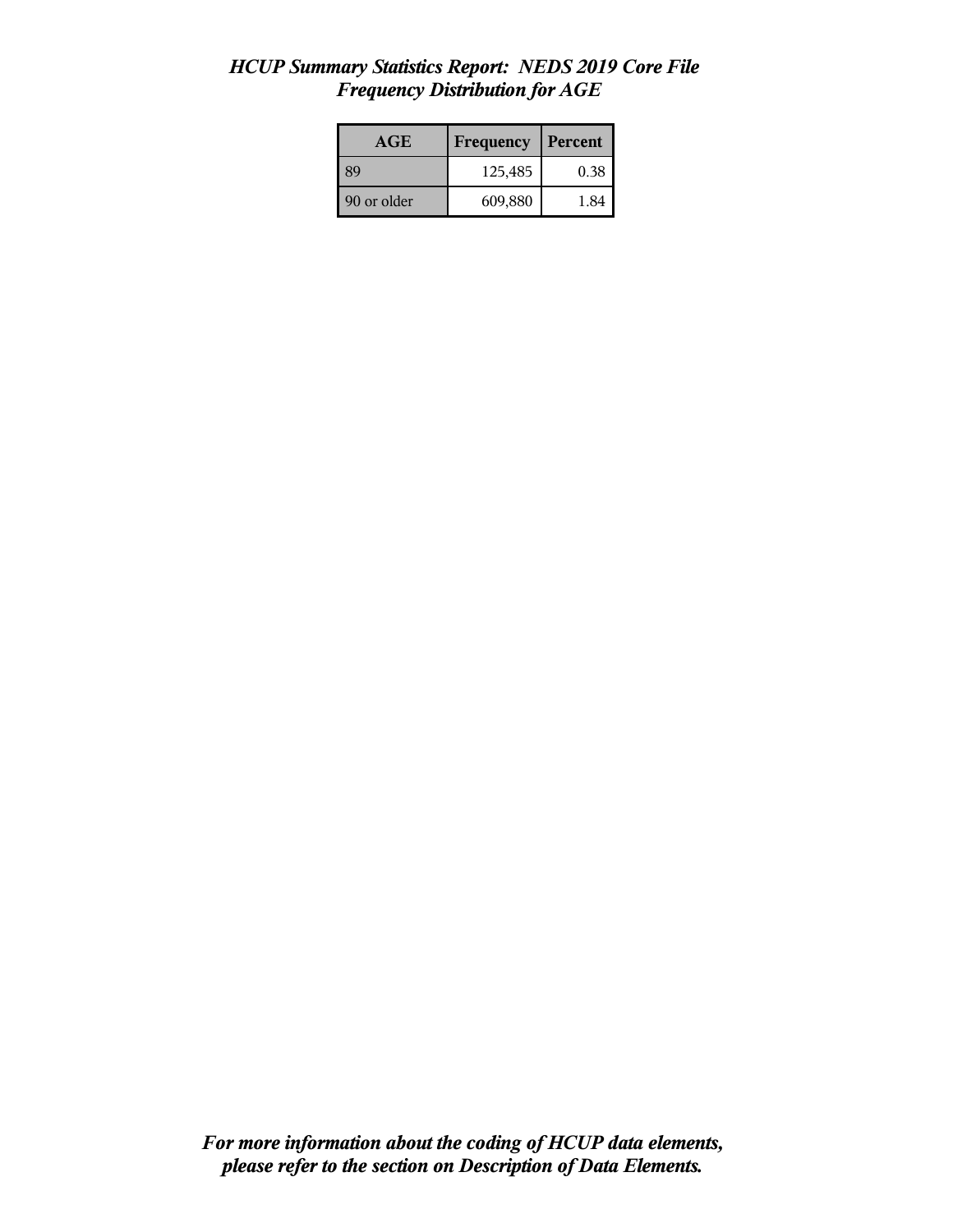# *HCUP Summary Statistics Report: NEDS 2019 Core File*
## *Frequency Distribution for AGE*

| AGE | Frequency | Percent |
|---|---|---|
| 89 | 125,485 | 0.38 |
| 90 or older | 609,880 | 1.84 |

***For more information about the coding of HCUP data elements, please refer to the section on Description of Data Elements.***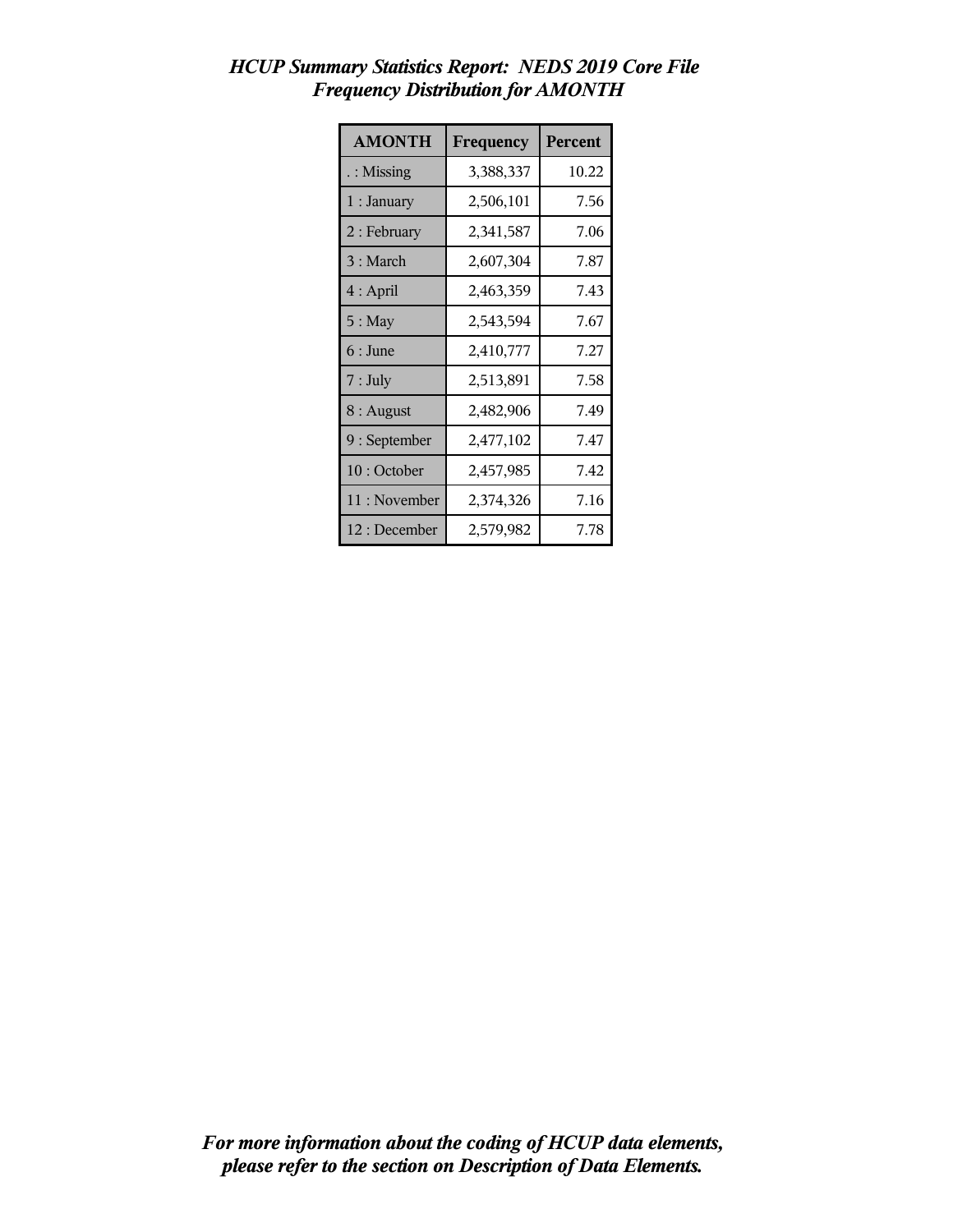*HCUP Summary Statistics Report: NEDS 2019 Core File*
*Frequency Distribution for AMONTH*

| AMONTH | Frequency | Percent |
|---|---|---|
| . : Missing | 3,388,337 | 10.22 |
| 1 : January | 2,506,101 | 7.56 |
| 2 : February | 2,341,587 | 7.06 |
| 3 : March | 2,607,304 | 7.87 |
| 4 : April | 2,463,359 | 7.43 |
| 5 : May | 2,543,594 | 7.67 |
| 6 : June | 2,410,777 | 7.27 |
| 7 : July | 2,513,891 | 7.58 |
| 8 : August | 2,482,906 | 7.49 |
| 9 : September | 2,477,102 | 7.47 |
| 10 : October | 2,457,985 | 7.42 |
| 11 : November | 2,374,326 | 7.16 |
| 12 : December | 2,579,982 | 7.78 |

***For more information about the coding of HCUP data elements, please refer to the section on Description of Data Elements.***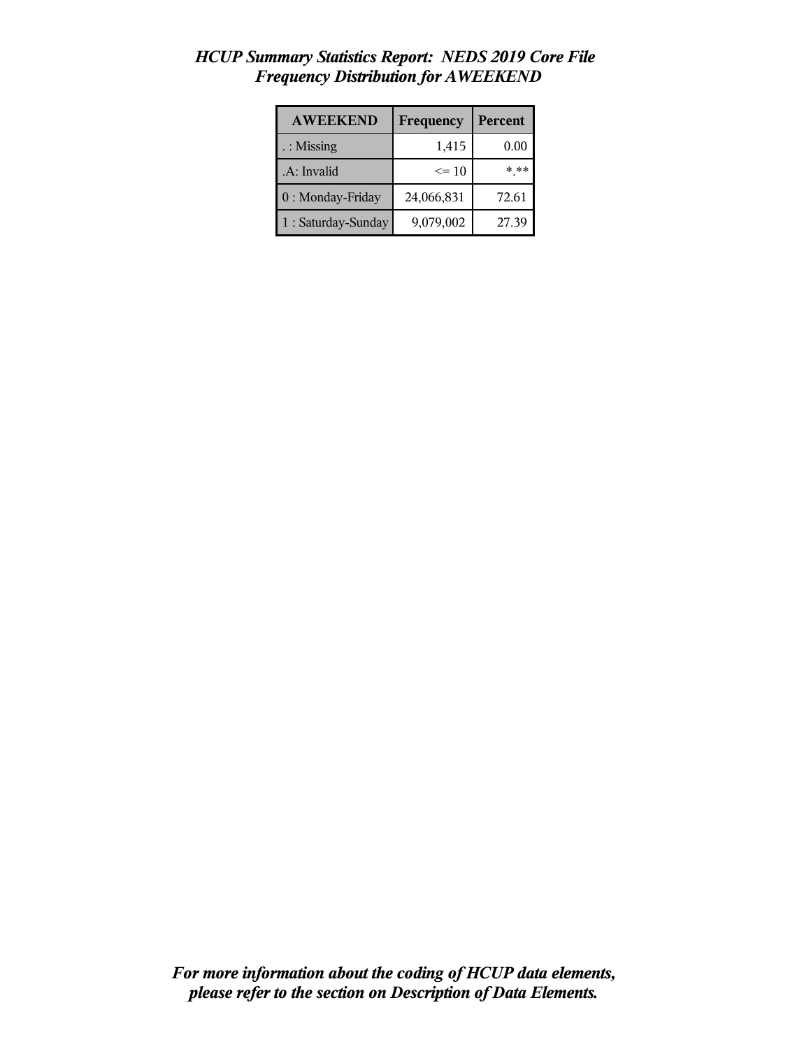# *HCUP Summary Statistics Report: NEDS 2019 Core File*
## *Frequency Distribution for AWEEKEND*

| AWEEKEND | Frequency | Percent |
|---|---|---|
| . : Missing | 1,415 | 0.00 |
| .A: Invalid | <= 10 | *.** |
| 0 : Monday-Friday | 24,066,831 | 72.61 |
| 1 : Saturday-Sunday | 9,079,002 | 27.39 |

***For more information about the coding of HCUP data elements, please refer to the section on Description of Data Elements.***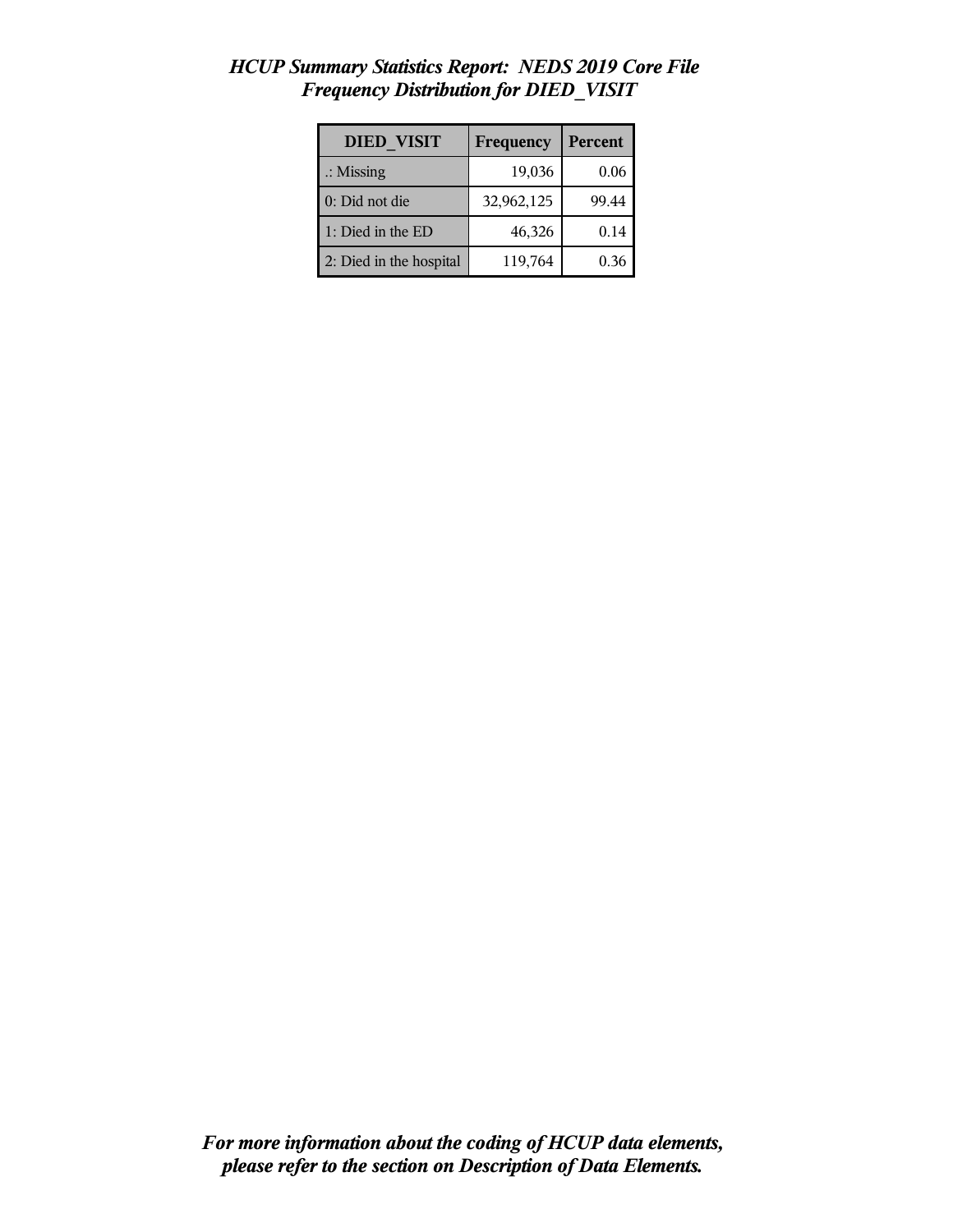*HCUP Summary Statistics Report: NEDS 2019 Core File*
*Frequency Distribution for DIED_VISIT*

| DIED_VISIT | Frequency | Percent |
|---|---|---|
| .: Missing | 19,036 | 0.06 |
| 0: Did not die | 32,962,125 | 99.44 |
| 1: Died in the ED | 46,326 | 0.14 |
| 2: Died in the hospital | 119,764 | 0.36 |

***For more information about the coding of HCUP data elements, please refer to the section on Description of Data Elements.***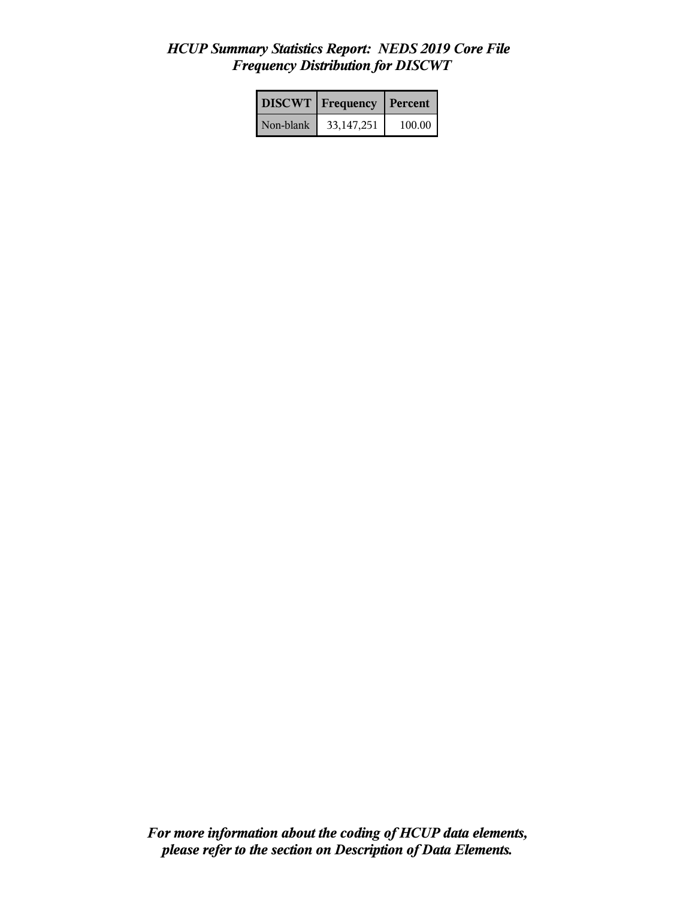*HCUP Summary Statistics Report: NEDS 2019 Core File*
*Frequency Distribution for DISCWT*

| DISCWT | Frequency | Percent |
|---|---|---|
| Non-blank | 33,147,251 | 100.00 |

*For more information about the coding of HCUP data elements, please refer to the section on Description of Data Elements.*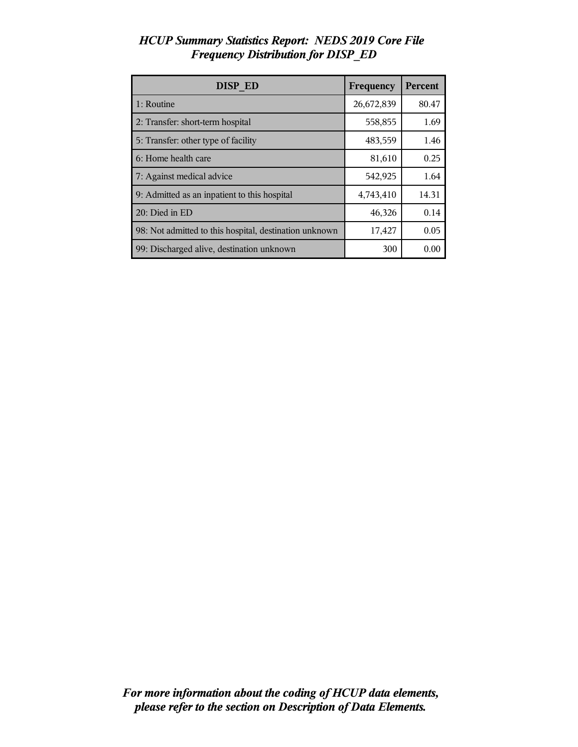*HCUP Summary Statistics Report: NEDS 2019 Core File*
*Frequency Distribution for DISP_ED*

| DISP_ED | Frequency | Percent |
|---|---|---|
| 1: Routine | 26,672,839 | 80.47 |
| 2: Transfer: short-term hospital | 558,855 | 1.69 |
| 5: Transfer: other type of facility | 483,559 | 1.46 |
| 6: Home health care | 81,610 | 0.25 |
| 7: Against medical advice | 542,925 | 1.64 |
| 9: Admitted as an inpatient to this hospital | 4,743,410 | 14.31 |
| 20: Died in ED | 46,326 | 0.14 |
| 98: Not admitted to this hospital, destination unknown | 17,427 | 0.05 |
| 99: Discharged alive, destination unknown | 300 | 0.00 |

***For more information about the coding of HCUP data elements, please refer to the section on Description of Data Elements.***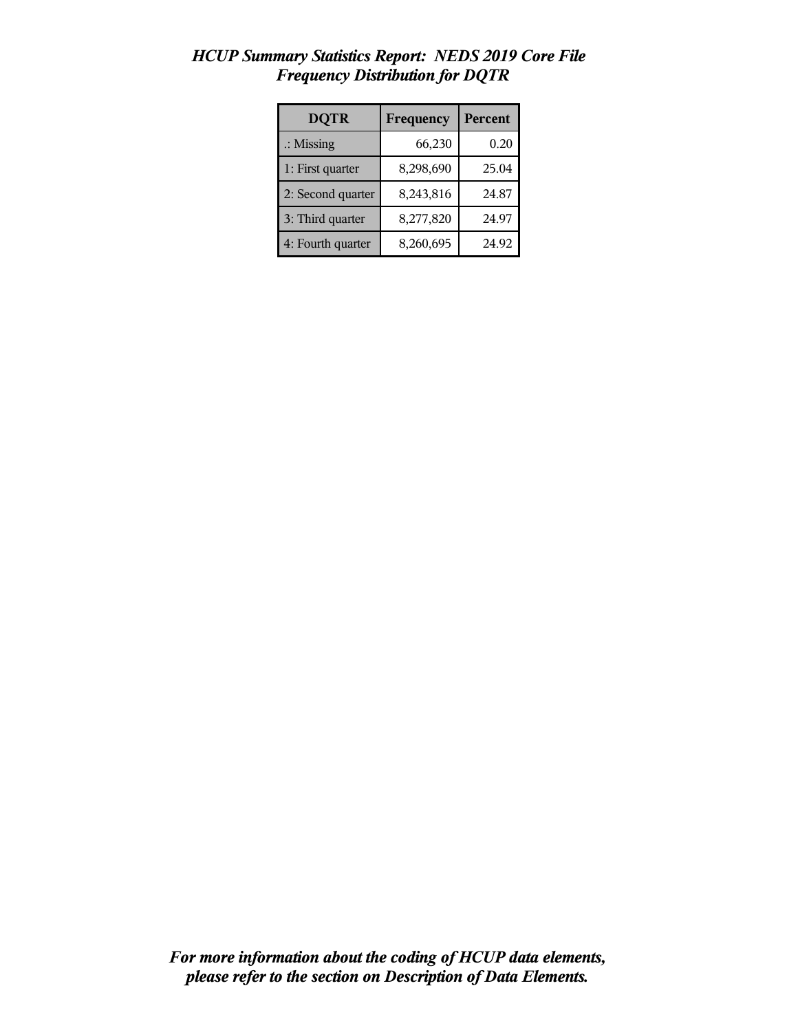*HCUP Summary Statistics Report: NEDS 2019 Core File*
*Frequency Distribution for DQTR*

| DQTR | Frequency | Percent |
|---|---|---|
| .: Missing | 66,230 | 0.20 |
| 1: First quarter | 8,298,690 | 25.04 |
| 2: Second quarter | 8,243,816 | 24.87 |
| 3: Third quarter | 8,277,820 | 24.97 |
| 4: Fourth quarter | 8,260,695 | 24.92 |

***For more information about the coding of HCUP data elements, please refer to the section on Description of Data Elements.***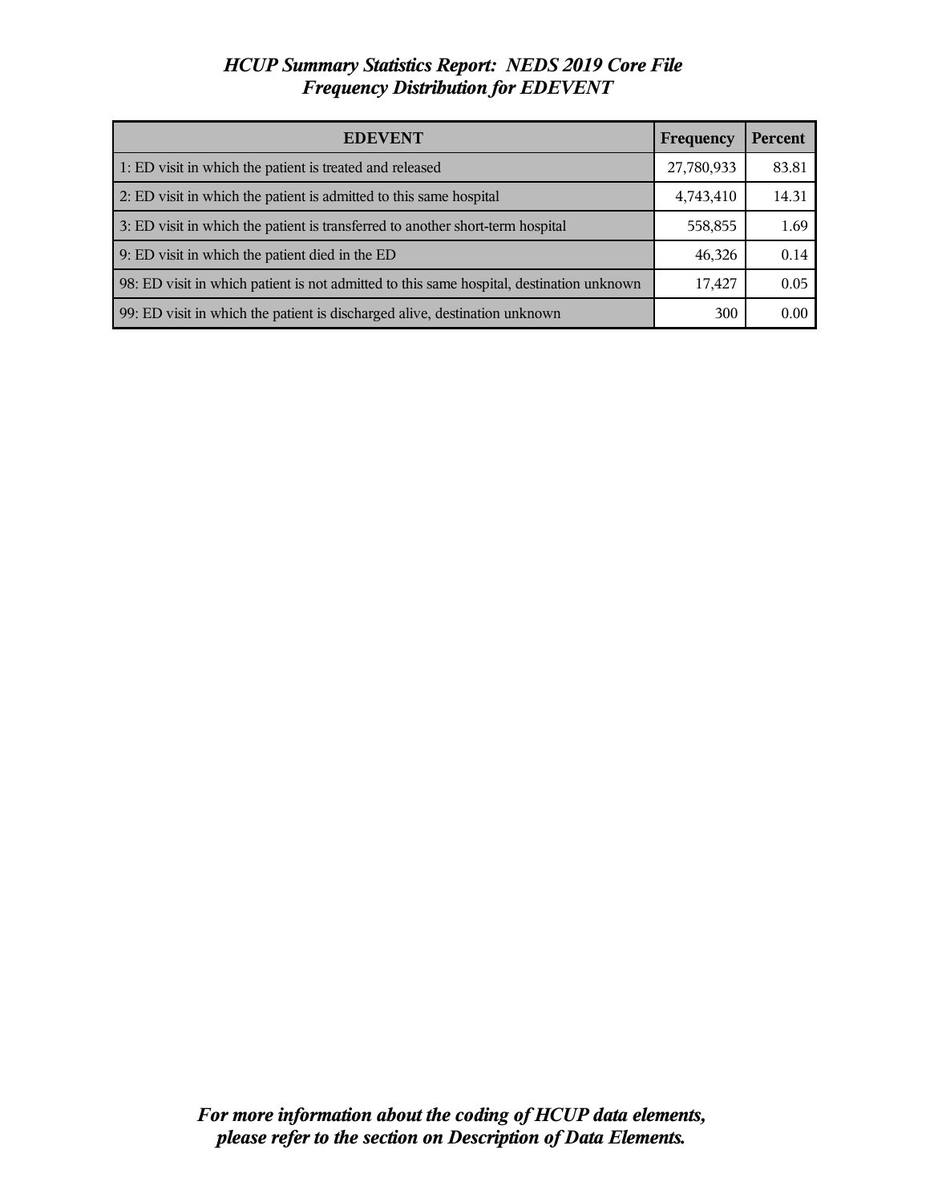*HCUP Summary Statistics Report: NEDS 2019 Core File*
*Frequency Distribution for EDEVENT*

| EDEVENT | Frequency | Percent |
|---|---|---|
| 1: ED visit in which the patient is treated and released | 27,780,933 | 83.81 |
| 2: ED visit in which the patient is admitted to this same hospital | 4,743,410 | 14.31 |
| 3: ED visit in which the patient is transferred to another short-term hospital | 558,855 | 1.69 |
| 9: ED visit in which the patient died in the ED | 46,326 | 0.14 |
| 98: ED visit in which patient is not admitted to this same hospital, destination unknown | 17,427 | 0.05 |
| 99: ED visit in which the patient is discharged alive, destination unknown | 300 | 0.00 |

***For more information about the coding of HCUP data elements, please refer to the section on Description of Data Elements.***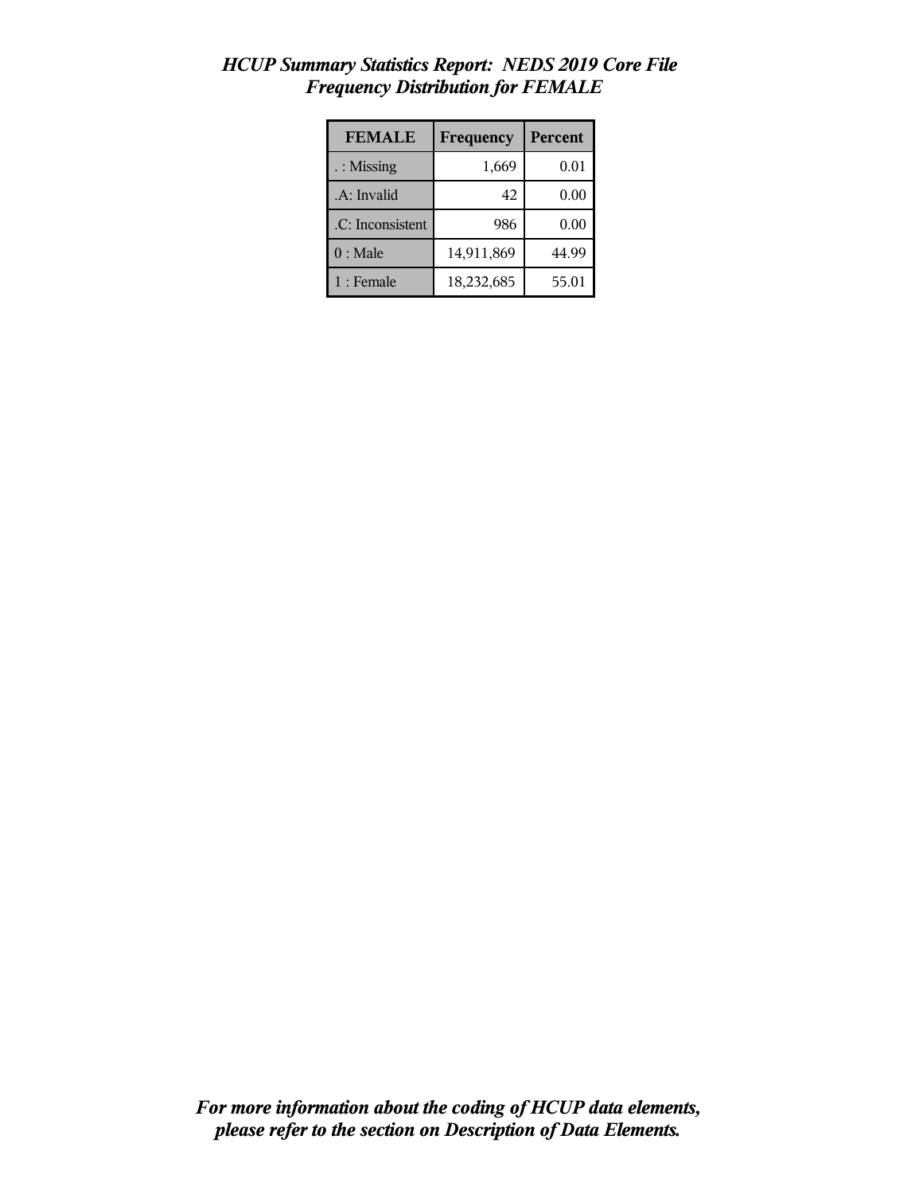*HCUP Summary Statistics Report: NEDS 2019 Core File*
*Frequency Distribution for FEMALE*

| FEMALE | Frequency | Percent |
| --- | --- | --- |
| . : Missing | 1,669 | 0.01 |
| .A: Invalid | 42 | 0.00 |
| .C: Inconsistent | 986 | 0.00 |
| 0 : Male | 14,911,869 | 44.99 |
| 1 : Female | 18,232,685 | 55.01 |

***For more information about the coding of HCUP data elements, please refer to the section on Description of Data Elements.***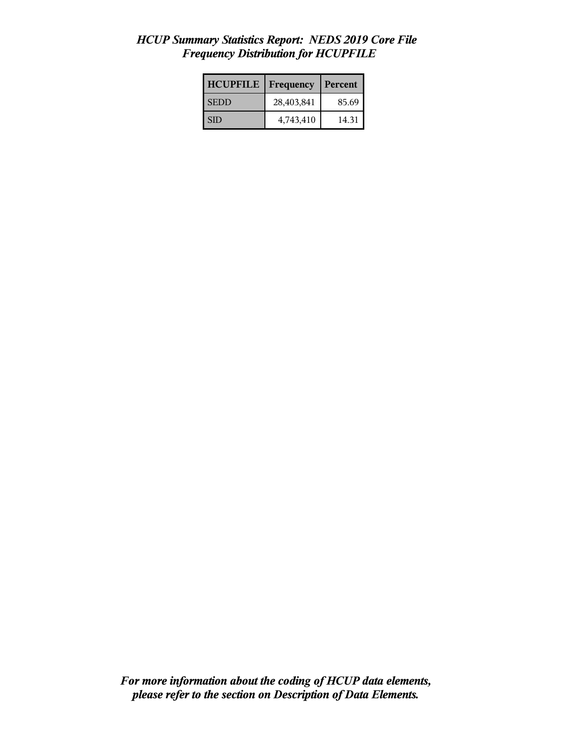*HCUP Summary Statistics Report: NEDS 2019 Core File*
*Frequency Distribution for HCUPFILE*

| HCUPFILE | Frequency | Percent |
|---|---|---|
| SEDD | 28,403,841 | 85.69 |
| SID | 4,743,410 | 14.31 |

***For more information about the coding of HCUP data elements, please refer to the section on Description of Data Elements.***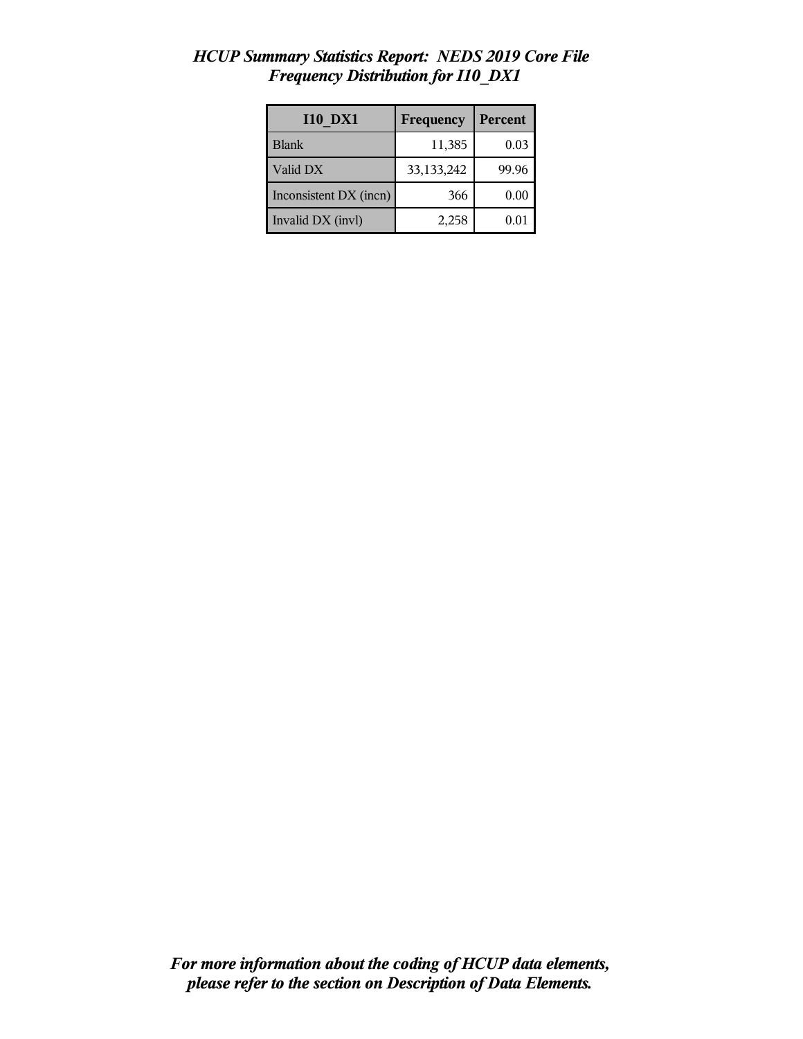*HCUP Summary Statistics Report: NEDS 2019 Core File*
*Frequency Distribution for I10_DX1*

| I10_DX1 | Frequency | Percent |
|---|---|---|
| Blank | 11,385 | 0.03 |
| Valid DX | 33,133,242 | 99.96 |
| Inconsistent DX (incn) | 366 | 0.00 |
| Invalid DX (invl) | 2,258 | 0.01 |

***For more information about the coding of HCUP data elements, please refer to the section on Description of Data Elements.***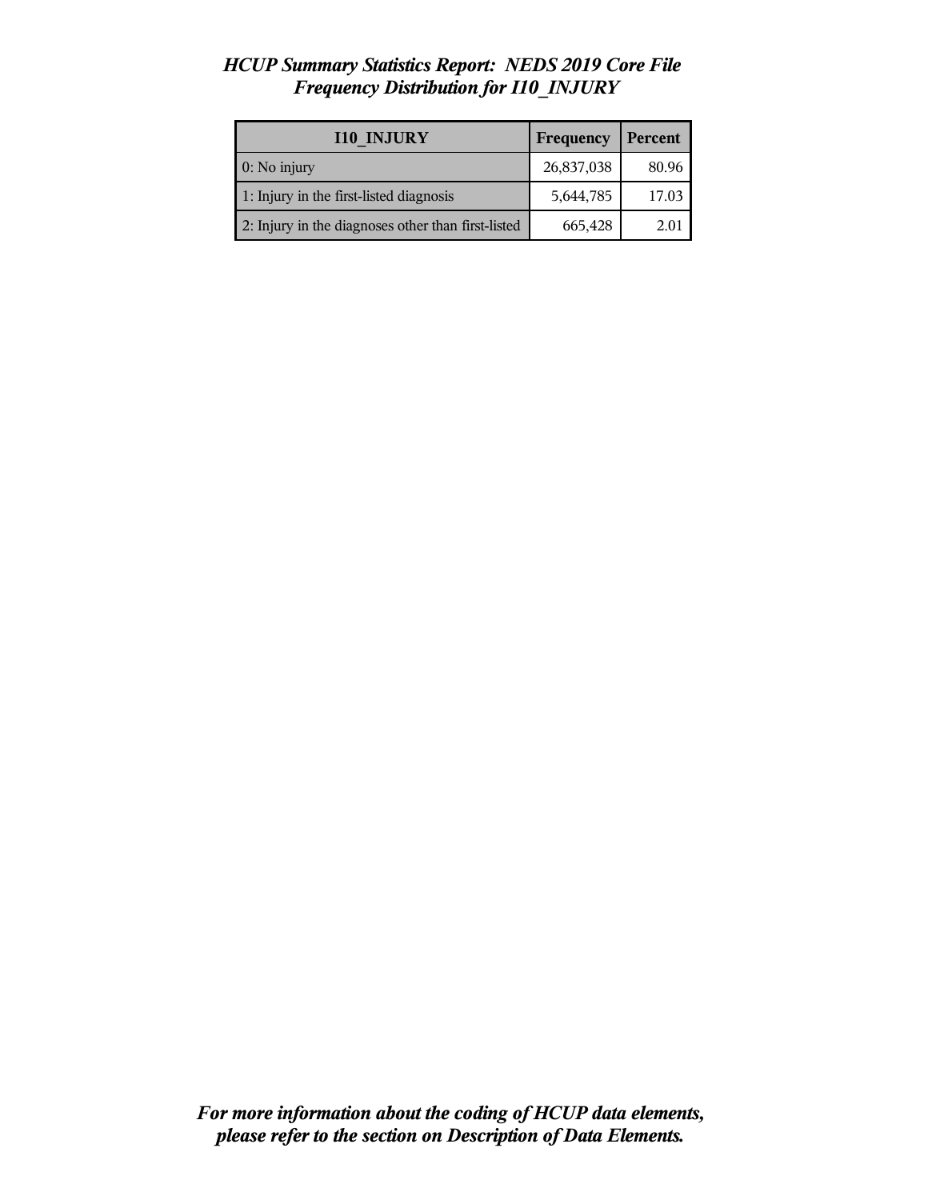*HCUP Summary Statistics Report: NEDS 2019 Core File*
*Frequency Distribution for I10_INJURY*

| I10_INJURY | Frequency | Percent |
| --- | --- | --- |
| 0: No injury | 26,837,038 | 80.96 |
| 1: Injury in the first-listed diagnosis | 5,644,785 | 17.03 |
| 2: Injury in the diagnoses other than first-listed | 665,428 | 2.01 |

***For more information about the coding of HCUP data elements, please refer to the section on Description of Data Elements.***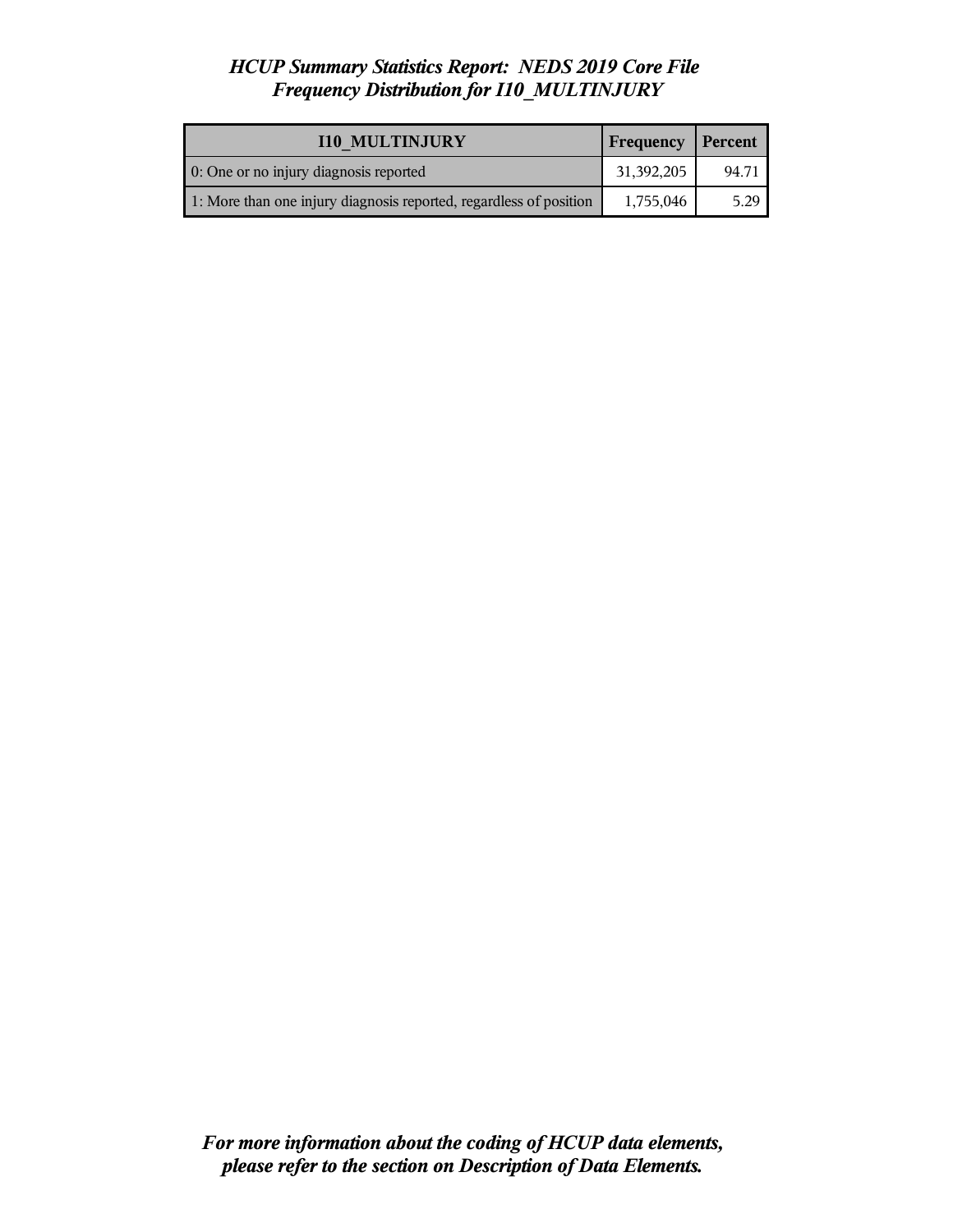*HCUP Summary Statistics Report: NEDS 2019 Core File*
*Frequency Distribution for I10_MULTINJURY*

| I10_MULTINJURY | Frequency | Percent |
|---|---|---|
| 0: One or no injury diagnosis reported | 31,392,205 | 94.71 |
| 1: More than one injury diagnosis reported, regardless of position | 1,755,046 | 5.29 |

***For more information about the coding of HCUP data elements, please refer to the section on Description of Data Elements.***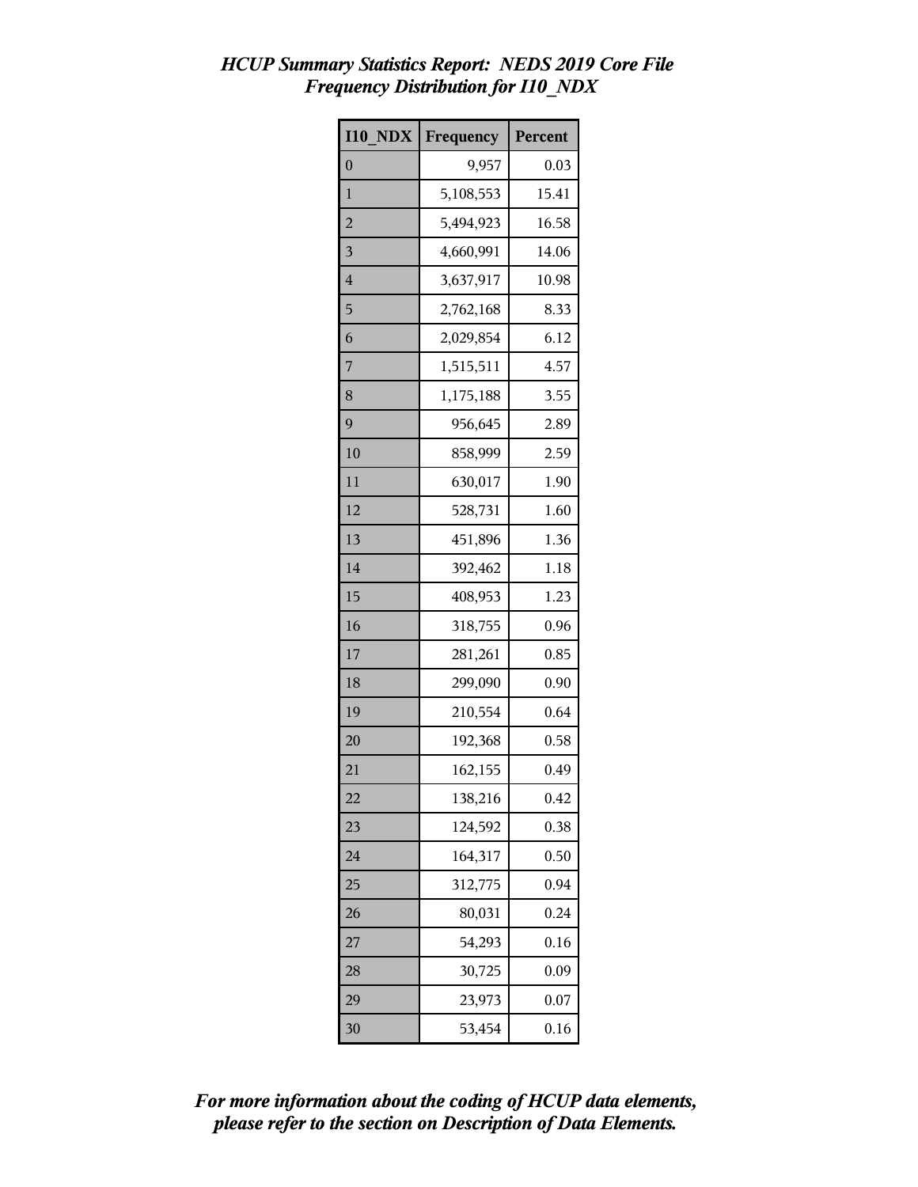# *HCUP Summary Statistics Report: NEDS 2019 Core File*
## *Frequency Distribution for I10_NDX*

| I10_NDX | Frequency | Percent |
|---|---|---|
| 0 | 9,957 | 0.03 |
| 1 | 5,108,553 | 15.41 |
| 2 | 5,494,923 | 16.58 |
| 3 | 4,660,991 | 14.06 |
| 4 | 3,637,917 | 10.98 |
| 5 | 2,762,168 | 8.33 |
| 6 | 2,029,854 | 6.12 |
| 7 | 1,515,511 | 4.57 |
| 8 | 1,175,188 | 3.55 |
| 9 | 956,645 | 2.89 |
| 10 | 858,999 | 2.59 |
| 11 | 630,017 | 1.90 |
| 12 | 528,731 | 1.60 |
| 13 | 451,896 | 1.36 |
| 14 | 392,462 | 1.18 |
| 15 | 408,953 | 1.23 |
| 16 | 318,755 | 0.96 |
| 17 | 281,261 | 0.85 |
| 18 | 299,090 | 0.90 |
| 19 | 210,554 | 0.64 |
| 20 | 192,368 | 0.58 |
| 21 | 162,155 | 0.49 |
| 22 | 138,216 | 0.42 |
| 23 | 124,592 | 0.38 |
| 24 | 164,317 | 0.50 |
| 25 | 312,775 | 0.94 |
| 26 | 80,031 | 0.24 |
| 27 | 54,293 | 0.16 |
| 28 | 30,725 | 0.09 |
| 29 | 23,973 | 0.07 |
| 30 | 53,454 | 0.16 |

***For more information about the coding of HCUP data elements, please refer to the section on Description of Data Elements.***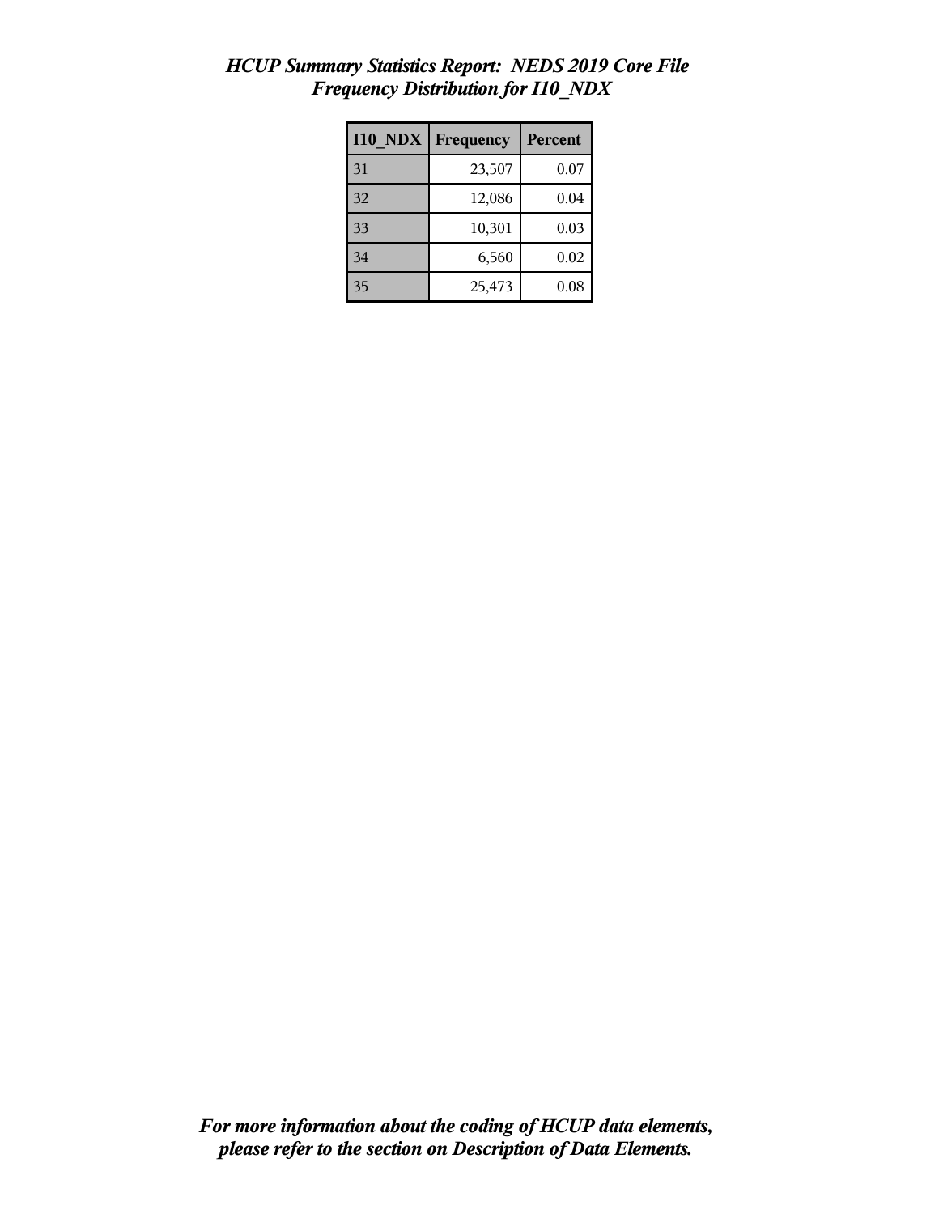*HCUP Summary Statistics Report: NEDS 2019 Core File*
*Frequency Distribution for I10_NDX*

| I10_NDX | Frequency | Percent |
|---|---|---|
| 31 | 23,507 | 0.07 |
| 32 | 12,086 | 0.04 |
| 33 | 10,301 | 0.03 |
| 34 | 6,560 | 0.02 |
| 35 | 25,473 | 0.08 |

*For more information about the coding of HCUP data elements, please refer to the section on Description of Data Elements.*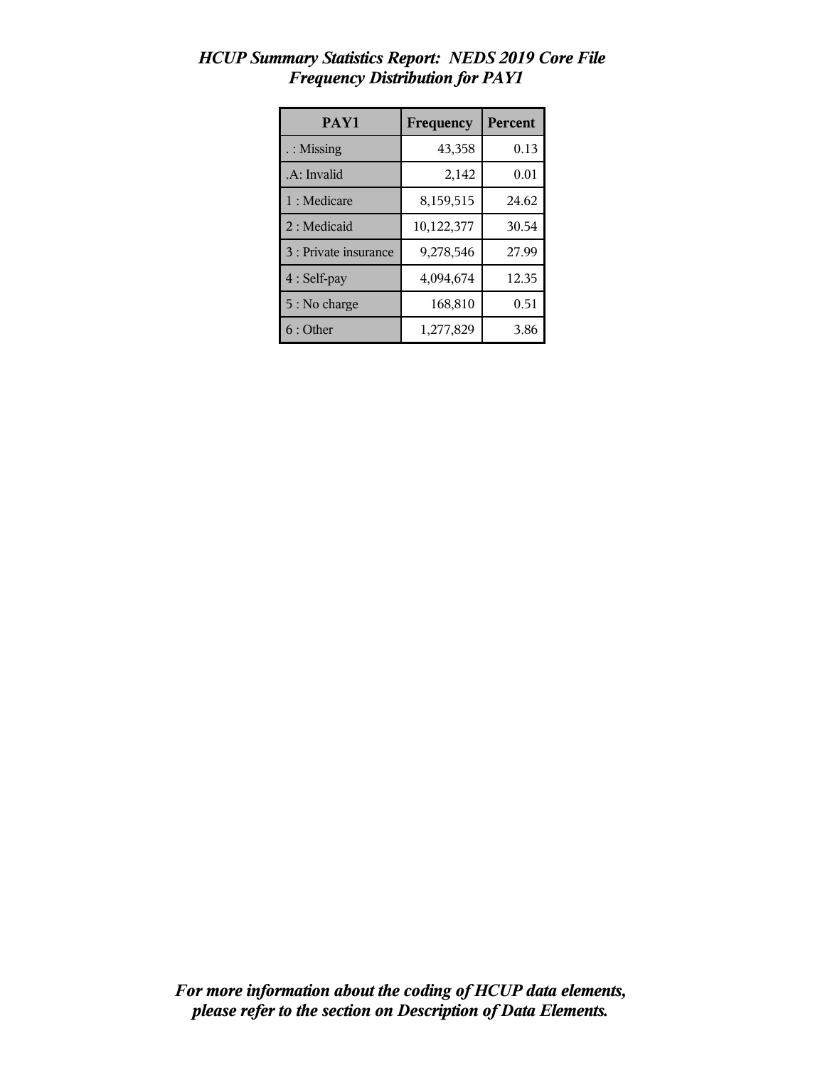*HCUP Summary Statistics Report: NEDS 2019 Core File*
*Frequency Distribution for PAY1*

| PAY1 | Frequency | Percent |
|---|---|---|
| . : Missing | 43,358 | 0.13 |
| .A: Invalid | 2,142 | 0.01 |
| 1 : Medicare | 8,159,515 | 24.62 |
| 2 : Medicaid | 10,122,377 | 30.54 |
| 3 : Private insurance | 9,278,546 | 27.99 |
| 4 : Self-pay | 4,094,674 | 12.35 |
| 5 : No charge | 168,810 | 0.51 |
| 6 : Other | 1,277,829 | 3.86 |

***For more information about the coding of HCUP data elements, please refer to the section on Description of Data Elements.***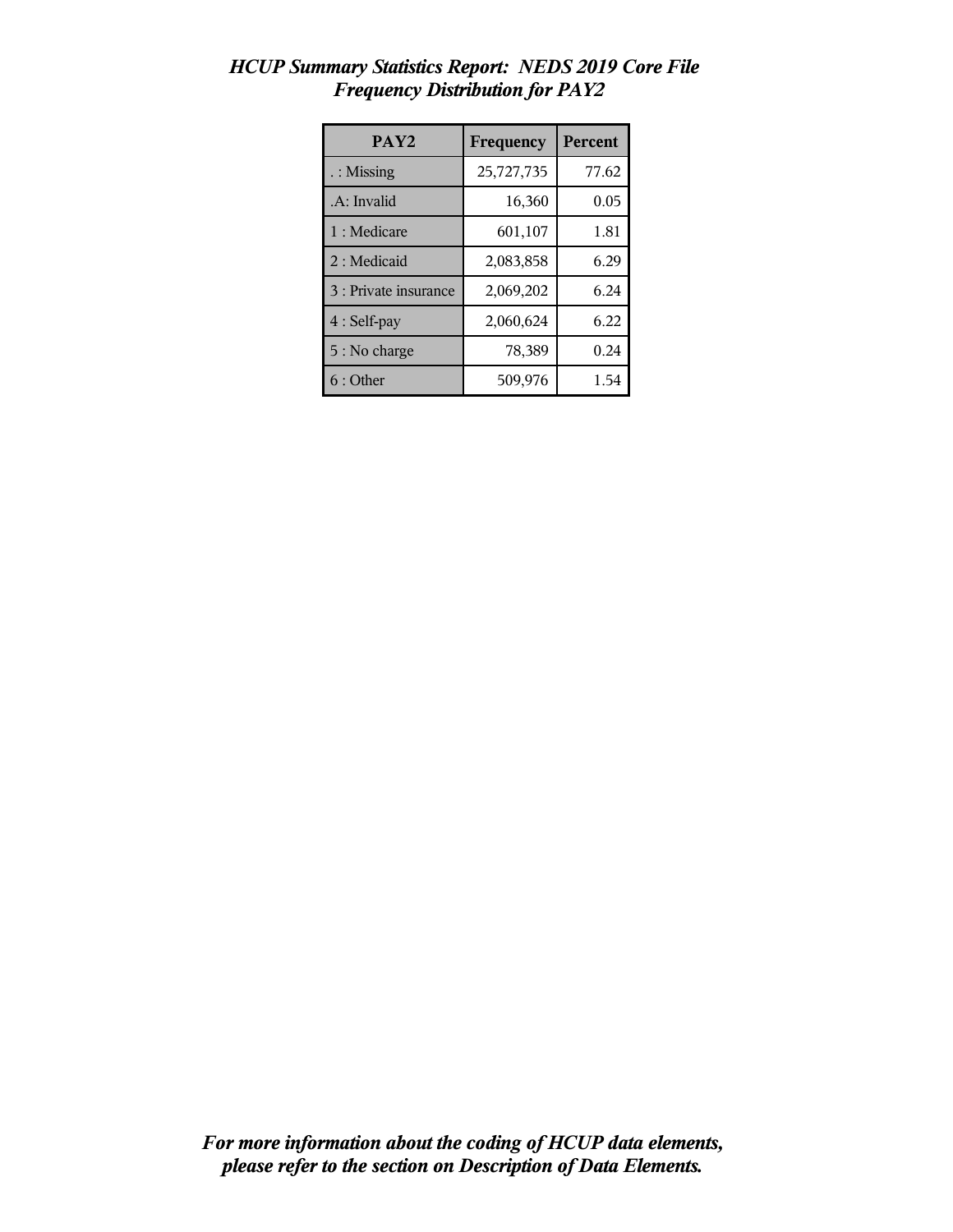# *HCUP Summary Statistics Report: NEDS 2019 Core File*
## *Frequency Distribution for PAY2*

| PAY2 | Frequency | Percent |
|---|---|---|
| . : Missing | 25,727,735 | 77.62 |
| .A: Invalid | 16,360 | 0.05 |
| 1 : Medicare | 601,107 | 1.81 |
| 2 : Medicaid | 2,083,858 | 6.29 |
| 3 : Private insurance | 2,069,202 | 6.24 |
| 4 : Self-pay | 2,060,624 | 6.22 |
| 5 : No charge | 78,389 | 0.24 |
| 6 : Other | 509,976 | 1.54 |

***For more information about the coding of HCUP data elements, please refer to the section on Description of Data Elements.***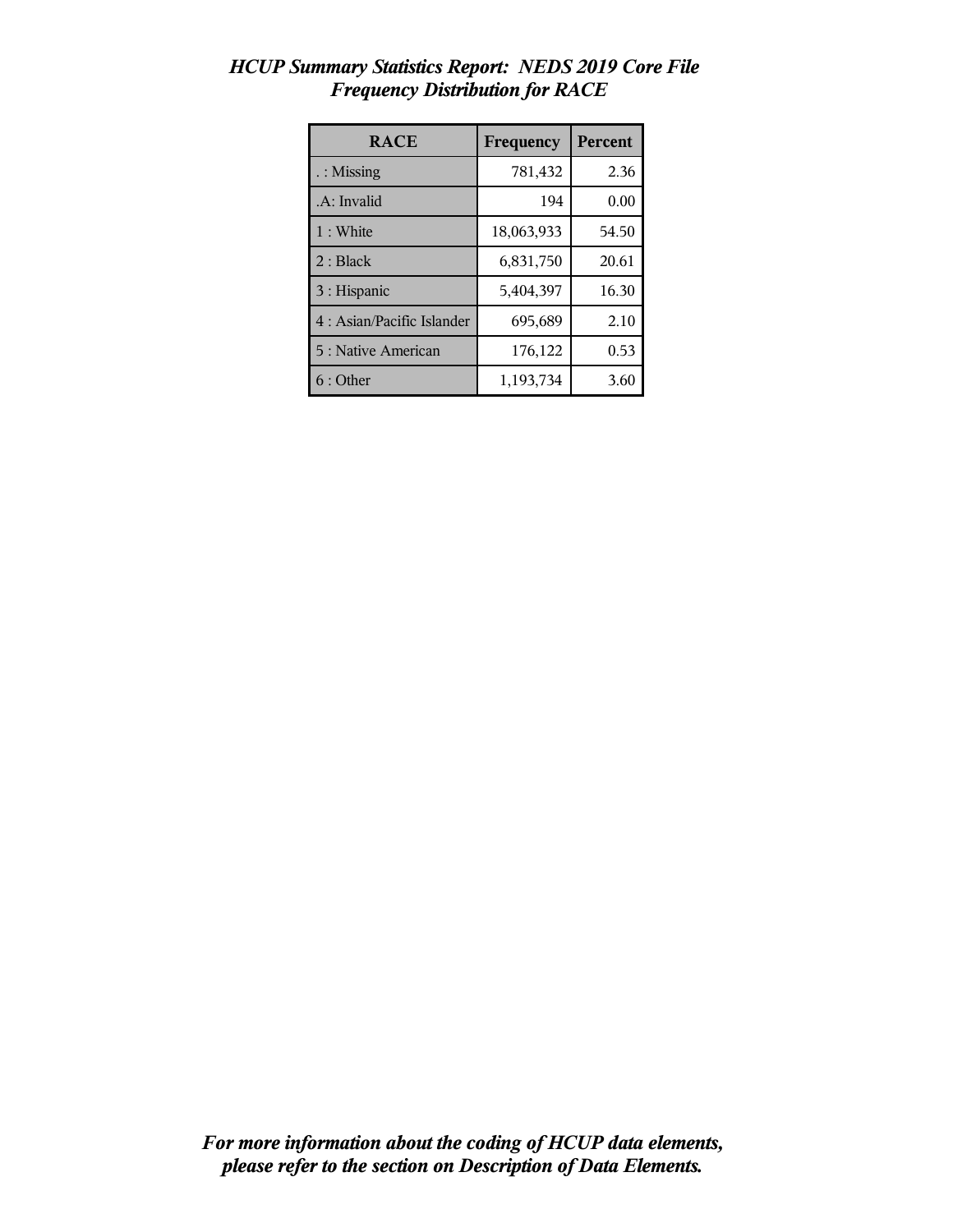*HCUP Summary Statistics Report: NEDS 2019 Core File*
*Frequency Distribution for RACE*

| RACE | Frequency | Percent |
|---|---|---|
| . : Missing | 781,432 | 2.36 |
| .A: Invalid | 194 | 0.00 |
| 1 : White | 18,063,933 | 54.50 |
| 2 : Black | 6,831,750 | 20.61 |
| 3 : Hispanic | 5,404,397 | 16.30 |
| 4 : Asian/Pacific Islander | 695,689 | 2.10 |
| 5 : Native American | 176,122 | 0.53 |
| 6 : Other | 1,193,734 | 3.60 |

***For more information about the coding of HCUP data elements, please refer to the section on Description of Data Elements.***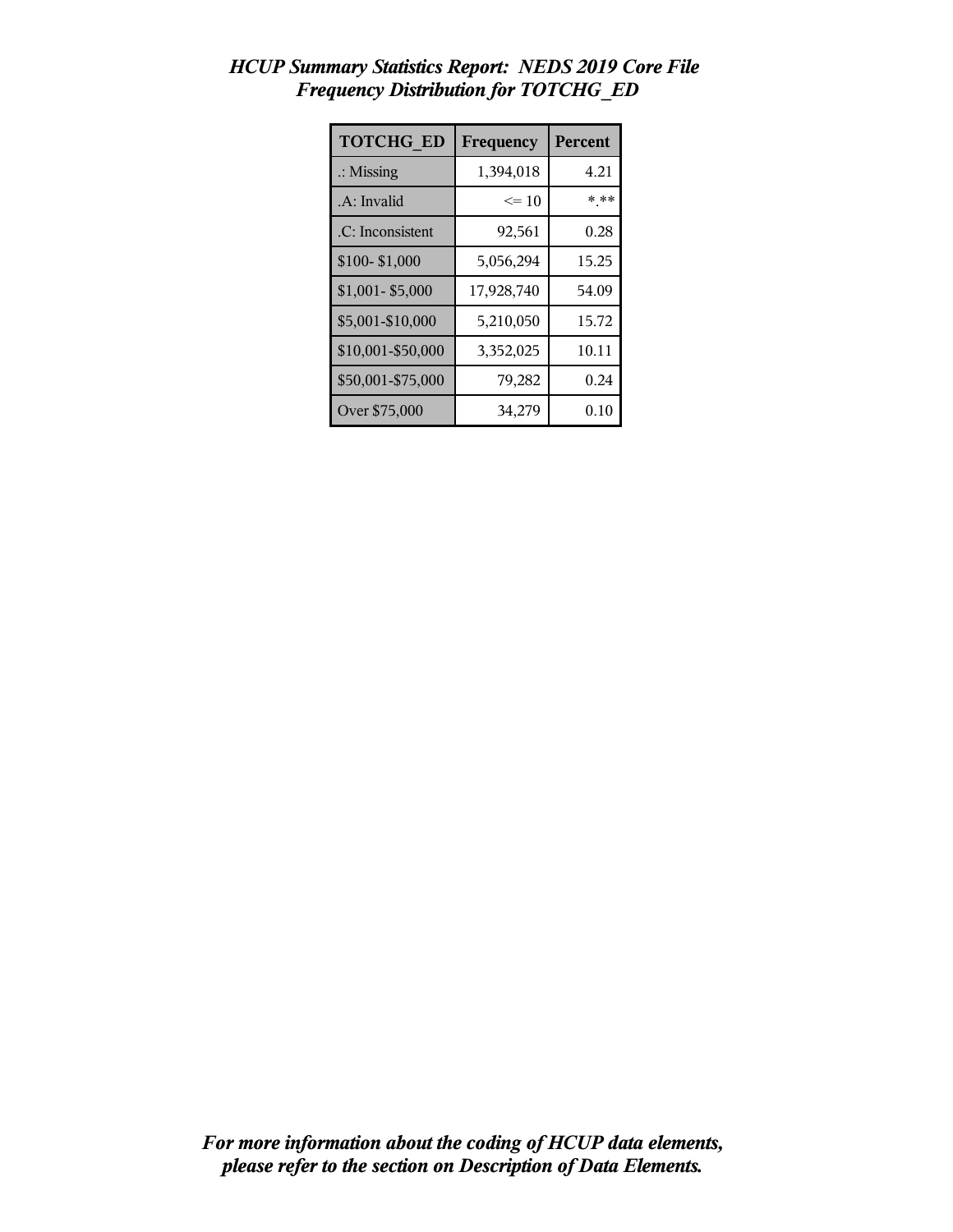# *HCUP Summary Statistics Report: NEDS 2019 Core File*
## *Frequency Distribution for TOTCHG_ED*

| TOTCHG_ED | Frequency | Percent |
|---|---|---|
| .: Missing | 1,394,018 | 4.21 |
| .A: Invalid | <= 10 | *.** |
| .C: Inconsistent | 92,561 | 0.28 |
| $100- $1,000 | 5,056,294 | 15.25 |
| $1,001- $5,000 | 17,928,740 | 54.09 |
| $5,001-$10,000 | 5,210,050 | 15.72 |
| $10,001-$50,000 | 3,352,025 | 10.11 |
| $50,001-$75,000 | 79,282 | 0.24 |
| Over $75,000 | 34,279 | 0.10 |

***For more information about the coding of HCUP data elements, please refer to the section on Description of Data Elements.***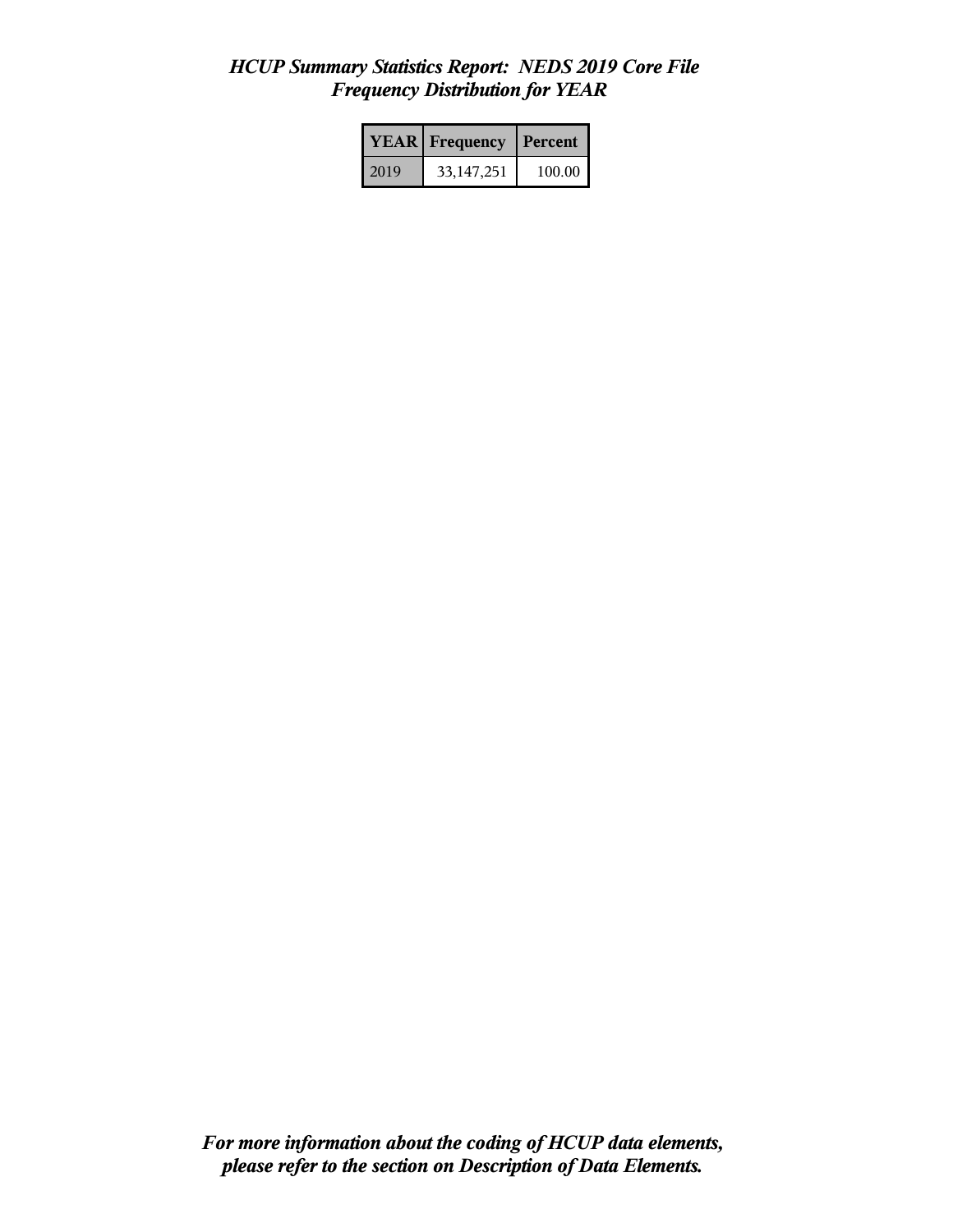*HCUP Summary Statistics Report: NEDS 2019 Core File*
*Frequency Distribution for YEAR*

| YEAR | Frequency | Percent |
|---|---|---|
| 2019 | 33,147,251 | 100.00 |

***For more information about the coding of HCUP data elements, please refer to the section on Description of Data Elements.***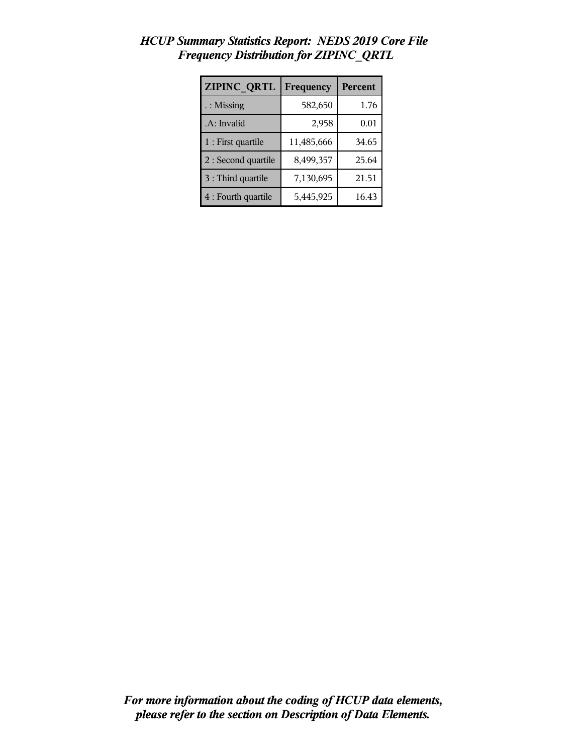# *HCUP Summary Statistics Report: NEDS 2019 Core File*
## *Frequency Distribution for ZIPINC_QRTL*

| ZIPINC_QRTL | Frequency | Percent |
|---|---|---|
| . : Missing | 582,650 | 1.76 |
| .A: Invalid | 2,958 | 0.01 |
| 1 : First quartile | 11,485,666 | 34.65 |
| 2 : Second quartile | 8,499,357 | 25.64 |
| 3 : Third quartile | 7,130,695 | 21.51 |
| 4 : Fourth quartile | 5,445,925 | 16.43 |

***For more information about the coding of HCUP data elements, please refer to the section on Description of Data Elements.***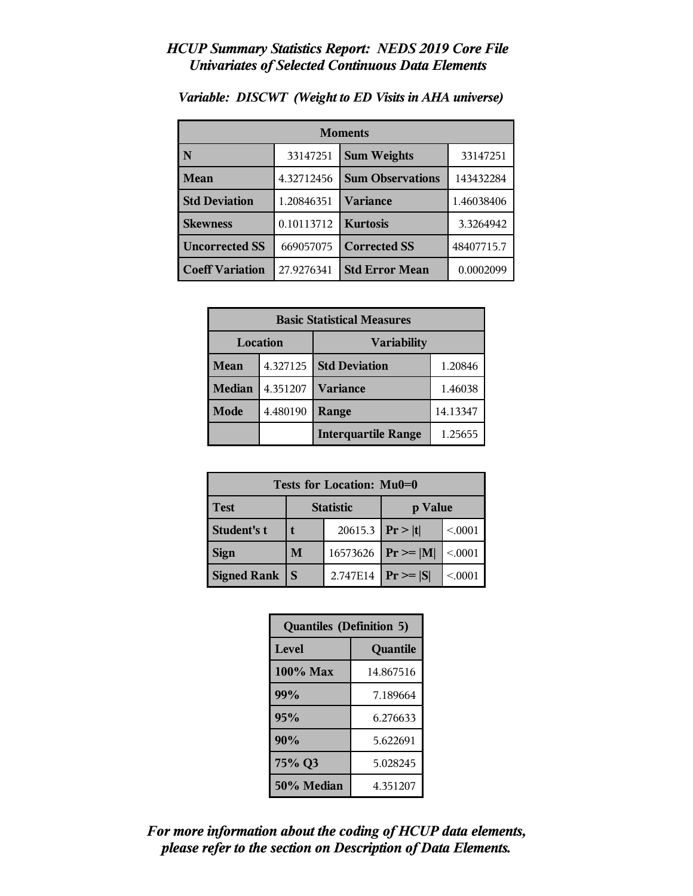# *HCUP Summary Statistics Report: NEDS 2019 Core File*
## *Univariates of Selected Continuous Data Elements*

### *Variable: DISCWT (Weight to ED Visits in AHA universe)*

| Moments | | | |
|---|---|---|---|
| **N** | 33147251 | **Sum Weights** | 33147251 |
| **Mean** | 4.32712456 | **Sum Observations** | 143432284 |
| **Std Deviation** | 1.20846351 | **Variance** | 1.46038406 |
| **Skewness** | 0.10113712 | **Kurtosis** | 3.3264942 |
| **Uncorrected SS** | 669057075 | **Corrected SS** | 48407715.7 |
| **Coeff Variation** | 27.9276341 | **Std Error Mean** | 0.0002099 |

| Basic Statistical Measures | | | |
|---|---|---|---|
| **Location** | | **Variability** | |
| **Mean** | 4.327125 | **Std Deviation** | 1.20846 |
| **Median** | 4.351207 | **Variance** | 1.46038 |
| **Mode** | 4.480190 | **Range** | 14.13347 |
| | | **Interquartile Range** | 1.25655 |

| Tests for Location: Mu0=0 | | | | |
|---|---|---|---|---|
| **Test** | **Statistic** | | **p Value** | |
| **Student's t** | **t** | 20615.3 | **Pr > \|t\|** | <.0001 |
| **Sign** | **M** | 16573626 | **Pr >= \|M\|** | <.0001 |
| **Signed Rank** | **S** | 2.747E14 | **Pr >= \|S\|** | <.0001 |

| Quantiles (Definition 5) | |
|---|---|
| **Level** | **Quantile** |
| **100% Max** | 14.867516 |
| **99%** | 7.189664 |
| **95%** | 6.276633 |
| **90%** | 5.622691 |
| **75% Q3** | 5.028245 |
| **50% Median** | 4.351207 |

***For more information about the coding of HCUP data elements, please refer to the section on Description of Data Elements.***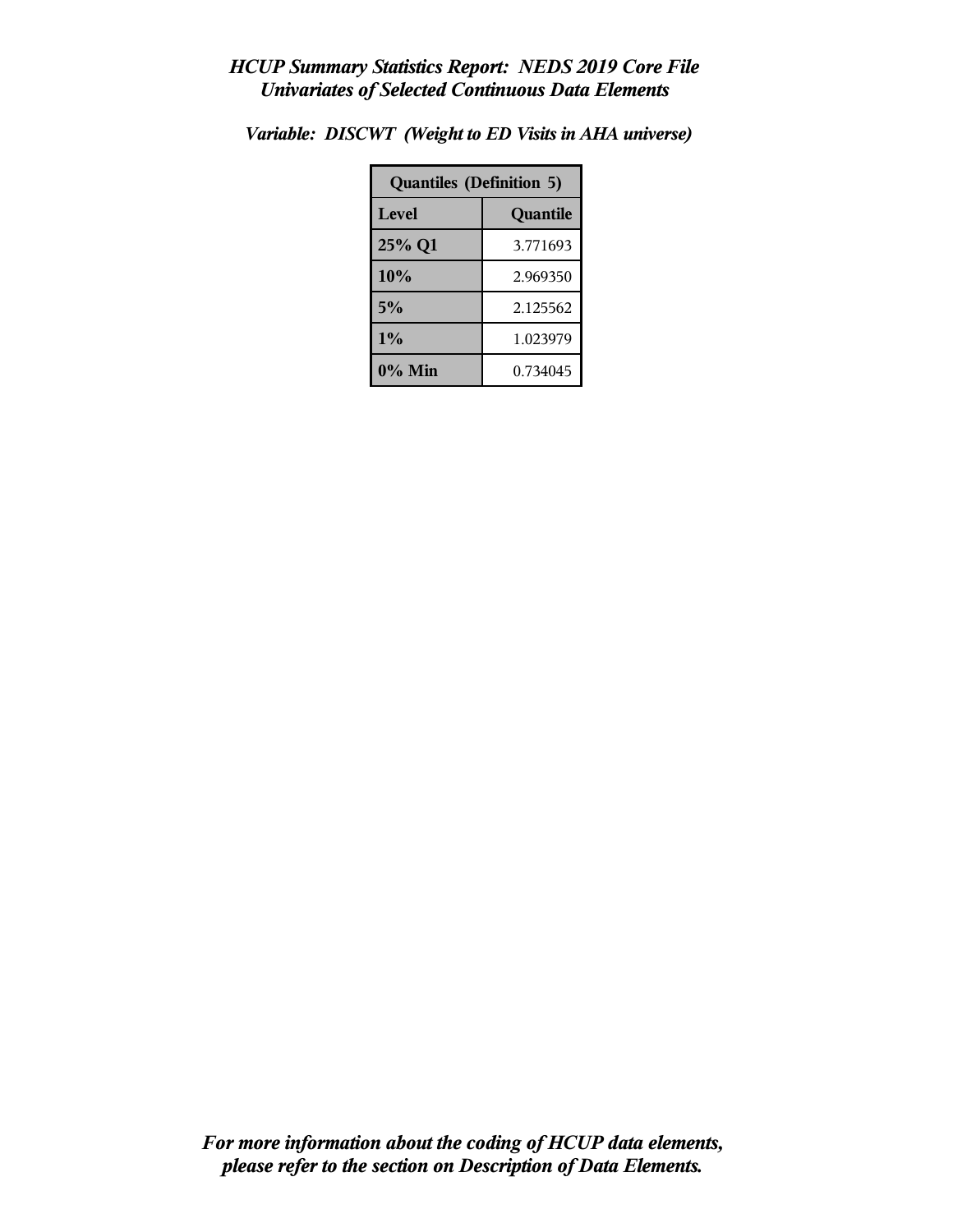*HCUP Summary Statistics Report: NEDS 2019 Core File*
*Univariates of Selected Continuous Data Elements*

*Variable: DISCWT (Weight to ED Visits in AHA universe)*

| Quantiles (Definition 5) | |
|---|---|
| **Level** | **Quantile** |
| **25% Q1** | 3.771693 |
| **10%** | 2.969350 |
| **5%** | 2.125562 |
| **1%** | 1.023979 |
| **0% Min** | 0.734045 |

***For more information about the coding of HCUP data elements, please refer to the section on Description of Data Elements.***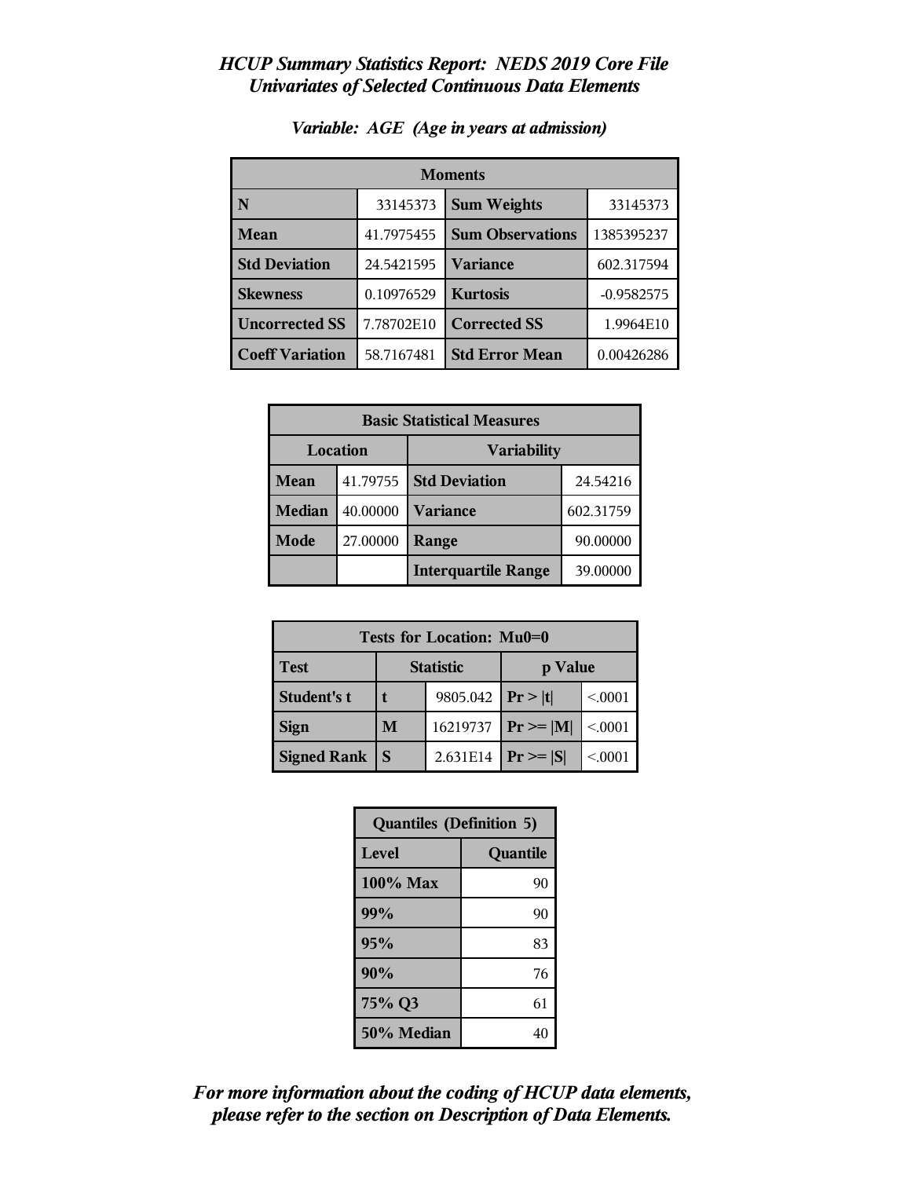# HCUP Summary Statistics Report: NEDS 2019 Core File
## Univariates of Selected Continuous Data Elements

### Variable: AGE (Age in years at admission)

| Moments | | | |
|---|---|---|---|
| N | 33145373 | Sum Weights | 33145373 |
| Mean | 41.7975455 | Sum Observations | 1385395237 |
| Std Deviation | 24.5421595 | Variance | 602.317594 |
| Skewness | 0.10976529 | Kurtosis | -0.9582575 |
| Uncorrected SS | 7.78702E10 | Corrected SS | 1.9964E10 |
| Coeff Variation | 58.7167481 | Std Error Mean | 0.00426286 |

| Basic Statistical Measures | | | |
|---|---|---|---|
| Location | | Variability | |
| Mean | 41.79755 | Std Deviation | 24.54216 |
| Median | 40.00000 | Variance | 602.31759 |
| Mode | 27.00000 | Range | 90.00000 |
| | | Interquartile Range | 39.00000 |

| Tests for Location: Mu0=0 | | | | |
|---|---|---|---|---|
| Test | Statistic | | p Value | |
| Student's t | t | 9805.042 | Pr > \|t\| | <.0001 |
| Sign | M | 16219737 | Pr >= \|M\| | <.0001 |
| Signed Rank | S | 2.631E14 | Pr >= \|S\| | <.0001 |

| Quantiles (Definition 5) | |
|---|---|
| Level | Quantile |
| 100% Max | 90 |
| 99% | 90 |
| 95% | 83 |
| 90% | 76 |
| 75% Q3 | 61 |
| 50% Median | 40 |

*For more information about the coding of HCUP data elements, please refer to the section on Description of Data Elements.*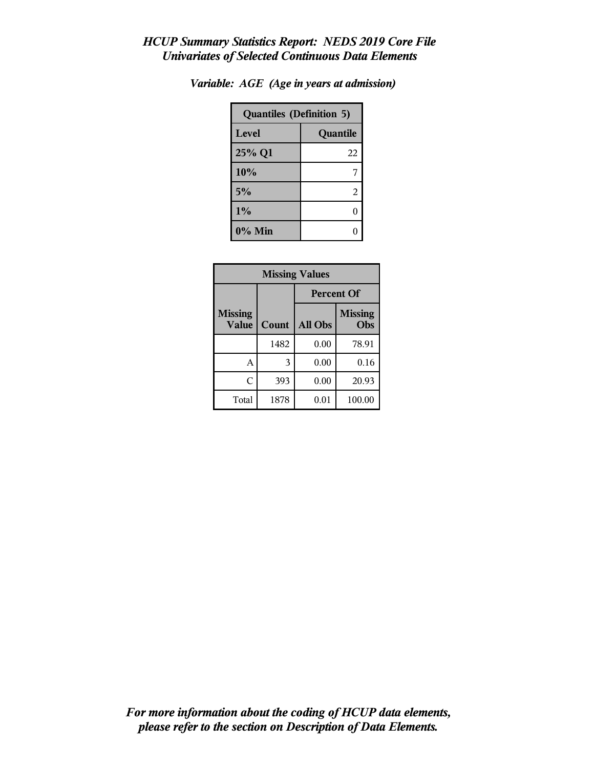*HCUP Summary Statistics Report: NEDS 2019 Core File*
*Univariates of Selected Continuous Data Elements*

*Variable: AGE (Age in years at admission)*

| Quantiles (Definition 5) | |
|---|---|
| **Level** | **Quantile** |
| 25% Q1 | 22 |
| 10% | 7 |
| 5% | 2 |
| 1% | 0 |
| 0% Min | 0 |

| Missing Values | | | |
|---|---|---|---|
| | | Percent Of | |
| Missing Value | Count | All Obs | Missing Obs |
| | 1482 | 0.00 | 78.91 |
| A | 3 | 0.00 | 0.16 |
| C | 393 | 0.00 | 20.93 |
| Total | 1878 | 0.01 | 100.00 |

*For more information about the coding of HCUP data elements, please refer to the section on Description of Data Elements.*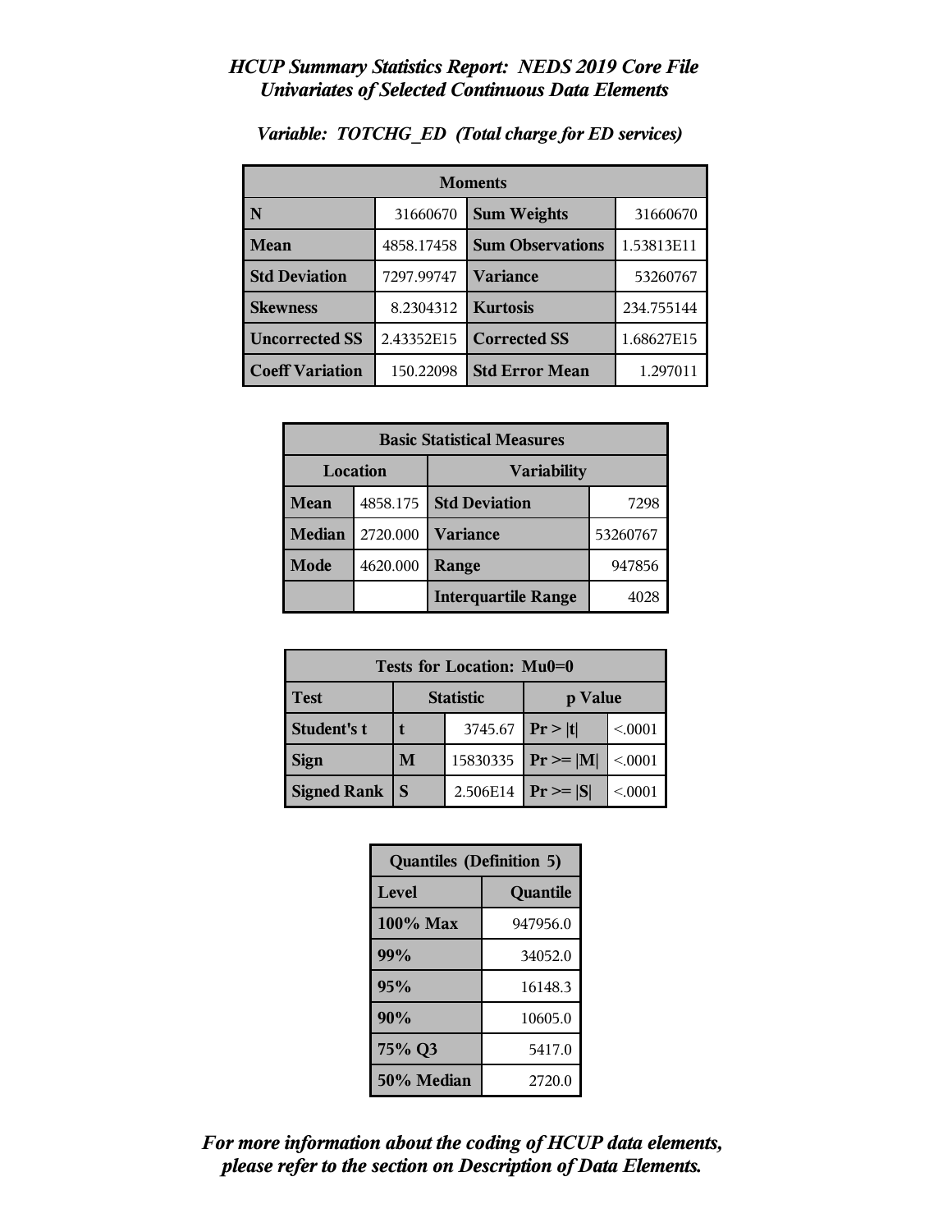## *HCUP Summary Statistics Report: NEDS 2019 Core File*
## *Univariates of Selected Continuous Data Elements*

### *Variable: TOTCHG_ED (Total charge for ED services)*

| Moments | | | |
|---|---|---|---|
| **N** | 31660670 | **Sum Weights** | 31660670 |
| **Mean** | 4858.17458 | **Sum Observations** | 1.53813E11 |
| **Std Deviation** | 7297.99747 | **Variance** | 53260767 |
| **Skewness** | 8.2304312 | **Kurtosis** | 234.755144 |
| **Uncorrected SS** | 2.43352E15 | **Corrected SS** | 1.68627E15 |
| **Coeff Variation** | 150.22098 | **Std Error Mean** | 1.297011 |

| Basic Statistical Measures | | | |
|---|---|---|---|
| **Location** | | **Variability** | |
| **Mean** | 4858.175 | **Std Deviation** | 7298 |
| **Median** | 2720.000 | **Variance** | 53260767 |
| **Mode** | 4620.000 | **Range** | 947856 |
| | | **Interquartile Range** | 4028 |

| Tests for Location: Mu0=0 | | | | |
|---|---|---|---|---|
| **Test** | **Statistic** | | **p Value** | |
| **Student's t** | **t** | 3745.67 | **Pr > \|t\|** | <.0001 |
| **Sign** | **M** | 15830335 | **Pr >= \|M\|** | <.0001 |
| **Signed Rank** | **S** | 2.506E14 | **Pr >= \|S\|** | <.0001 |

| Quantiles (Definition 5) | |
|---|---|
| **Level** | **Quantile** |
| **100% Max** | 947956.0 |
| **99%** | 34052.0 |
| **95%** | 16148.3 |
| **90%** | 10605.0 |
| **75% Q3** | 5417.0 |
| **50% Median** | 2720.0 |

***For more information about the coding of HCUP data elements, please refer to the section on Description of Data Elements.***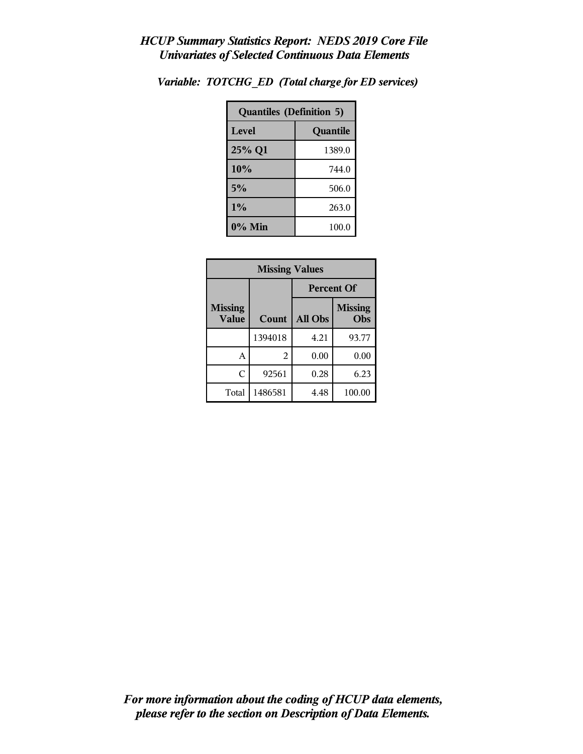# *HCUP Summary Statistics Report: NEDS 2019 Core File*
## *Univariates of Selected Continuous Data Elements*

### *Variable: TOTCHG_ED (Total charge for ED services)*

| Quantiles (Definition 5) | |
|---|---|
| **Level** | **Quantile** |
| **25% Q1** | 1389.0 |
| **10%** | 744.0 |
| **5%** | 506.0 |
| **1%** | 263.0 |
| **0% Min** | 100.0 |

| Missing Values | | | |
|---|---|---|---|
| | | Percent Of | |
| **Missing Value** | **Count** | **All Obs** | **Missing Obs** |
| | 1394018 | 4.21 | 93.77 |
| A | 2 | 0.00 | 0.00 |
| C | 92561 | 0.28 | 6.23 |
| Total | 1486581 | 4.48 | 100.00 |

***For more information about the coding of HCUP data elements, please refer to the section on Description of Data Elements.***